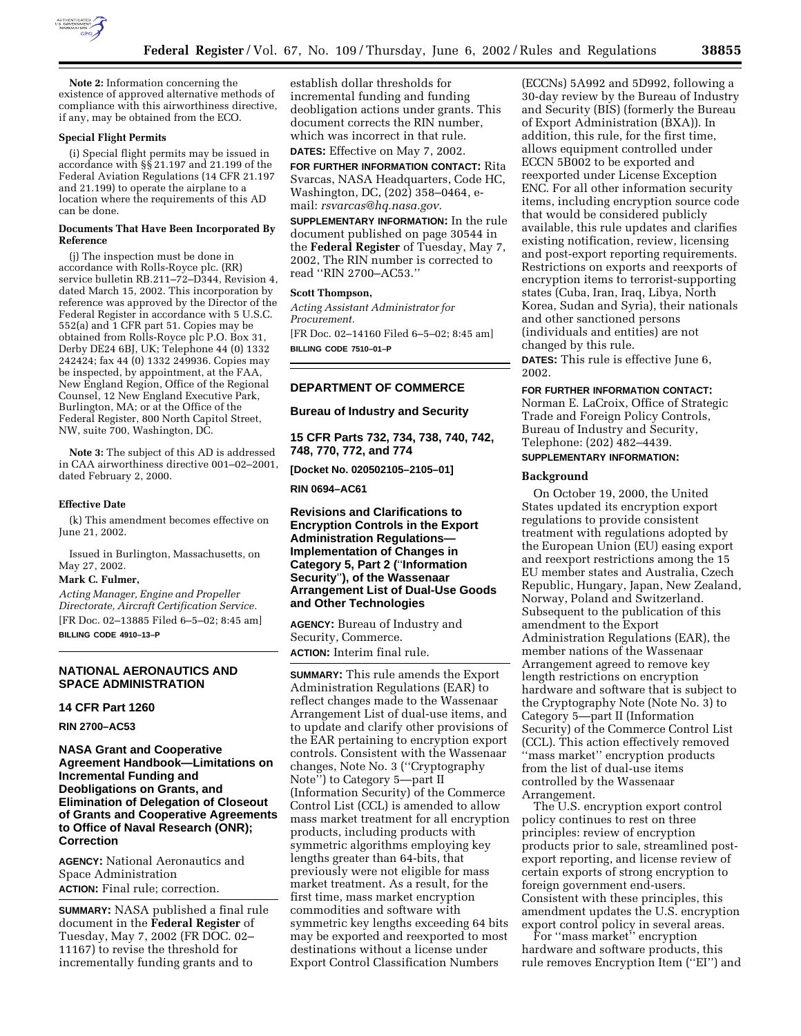**Note 2:** Information concerning the existence of approved alternative methods of compliance with this airworthiness directive, if any, may be obtained from the ECO.

### Special Flight Permits

(i) Special flight permits may be issued in accordance with §§ 21.197 and 21.199 of the Federal Aviation Regulations (14 CFR 21.197 and 21.199) to operate the airplane to a location where the requirements of this AD can be done.

### Documents That Have Been Incorporated By Reference

(j) The inspection must be done in accordance with Rolls-Royce plc. (RR) service bulletin RB.211–72–D344, Revision 4, dated March 15, 2002. This incorporation by reference was approved by the Director of the Federal Register in accordance with 5 U.S.C. 552(a) and 1 CFR part 51. Copies may be obtained from Rolls-Royce plc P.O. Box 31, Derby DE24 6BJ, UK; Telephone 44 (0) 1332 242424; fax 44 (0) 1332 249936. Copies may be inspected, by appointment, at the FAA, New England Region, Office of the Regional Counsel, 12 New England Executive Park, Burlington, MA; or at the Office of the Federal Register, 800 North Capitol Street, NW, suite 700, Washington, DC.

**Note 3:** The subject of this AD is addressed in CAA airworthiness directive 001–02–2001, dated February 2, 2000.

### Effective Date

(k) This amendment becomes effective on June 21, 2002.

Issued in Burlington, Massachusetts, on May 27, 2002.

**Mark C. Fulmer,**

*Acting Manager, Engine and Propeller Directorate, Aircraft Certification Service.*

[FR Doc. 02–13885 Filed 6–5–02; 8:45 am]

**BILLING CODE 4910–13–P**

---

## NATIONAL AERONAUTICS AND SPACE ADMINISTRATION

### 14 CFR Part 1260

**RIN 2700–AC53**

### NASA Grant and Cooperative Agreement Handbook—Limitations on Incremental Funding and Deobligations on Grants, and Elimination of Delegation of Closeout of Grants and Cooperative Agreements to Office of Naval Research (ONR); Correction

**AGENCY:** National Aeronautics and Space Administration

**ACTION:** Final rule; correction.

**SUMMARY:** NASA published a final rule document in the **Federal Register** of Tuesday, May 7, 2002 (FR DOC. 02–11167) to revise the threshold for incrementally funding grants and to establish dollar thresholds for incremental funding and funding deobligation actions under grants. This document corrects the RIN number, which was incorrect in that rule.

**DATES:** Effective on May 7, 2002.

**FOR FURTHER INFORMATION CONTACT:** Rita Svarcas, NASA Headquarters, Code HC, Washington, DC, (202) 358–0464, e-mail: *rsvarcas@hq.nasa.gov.*

**SUPPLEMENTARY INFORMATION:** In the rule document published on page 30544 in the **Federal Register** of Tuesday, May 7, 2002, The RIN number is corrected to read "RIN 2700–AC53."

**Scott Thompson,**

*Acting Assistant Administrator for Procurement.*

[FR Doc. 02–14160 Filed 6–5–02; 8:45 am]

**BILLING CODE 7510–01–P**

---

## DEPARTMENT OF COMMERCE

### Bureau of Industry and Security

### 15 CFR Parts 732, 734, 738, 740, 742, 748, 770, 772, and 774

**[Docket No. 020502105–2105–01]**

**RIN 0694–AC61**

### Revisions and Clarifications to Encryption Controls in the Export Administration Regulations—Implementation of Changes in Category 5, Part 2 ("Information Security"), of the Wassenaar Arrangement List of Dual-Use Goods and Other Technologies

**AGENCY:** Bureau of Industry and Security, Commerce.

**ACTION:** Interim final rule.

**SUMMARY:** This rule amends the Export Administration Regulations (EAR) to reflect changes made to the Wassenaar Arrangement List of dual-use items, and to update and clarify other provisions of the EAR pertaining to encryption export controls. Consistent with the Wassenaar changes, Note No. 3 ("Cryptography Note") to Category 5—part II (Information Security) of the Commerce Control List (CCL) is amended to allow mass market treatment for all encryption products, including products with symmetric algorithms employing key lengths greater than 64-bits, that previously were not eligible for mass market treatment. As a result, for the first time, mass market encryption commodities and software with symmetric key lengths exceeding 64 bits may be exported and reexported to most destinations without a license under Export Control Classification Numbers (ECCNs) 5A992 and 5D992, following a 30-day review by the Bureau of Industry and Security (BIS) (formerly the Bureau of Export Administration (BXA)). In addition, this rule, for the first time, allows equipment controlled under ECCN 5B002 to be exported and reexported under License Exception ENC. For all other information security items, including encryption source code that would be considered publicly available, this rule updates and clarifies existing notification, review, licensing and post-export reporting requirements. Restrictions on exports and reexports of encryption items to terrorist-supporting states (Cuba, Iran, Iraq, Libya, North Korea, Sudan and Syria), their nationals and other sanctioned persons (individuals and entities) are not changed by this rule.

**DATES:** This rule is effective June 6, 2002.

**FOR FURTHER INFORMATION CONTACT:** Norman E. LaCroix, Office of Strategic Trade and Foreign Policy Controls, Bureau of Industry and Security, Telephone: (202) 482–4439.

**SUPPLEMENTARY INFORMATION:**

### Background

On October 19, 2000, the United States updated its encryption export regulations to provide consistent treatment with regulations adopted by the European Union (EU) easing export and reexport restrictions among the 15 EU member states and Australia, Czech Republic, Hungary, Japan, New Zealand, Norway, Poland and Switzerland. Subsequent to the publication of this amendment to the Export Administration Regulations (EAR), the member nations of the Wassenaar Arrangement agreed to remove key length restrictions on encryption hardware and software that is subject to the Cryptography Note (Note No. 3) to Category 5—part II (Information Security) of the Commerce Control List (CCL). This action effectively removed "mass market" encryption products from the list of dual-use items controlled by the Wassenaar Arrangement.

The U.S. encryption export control policy continues to rest on three principles: review of encryption products prior to sale, streamlined post-export reporting, and license review of certain exports of strong encryption to foreign government end-users. Consistent with these principles, this amendment updates the U.S. encryption export control policy in several areas.

For "mass market" encryption hardware and software products, this rule removes Encryption Item ("EI") and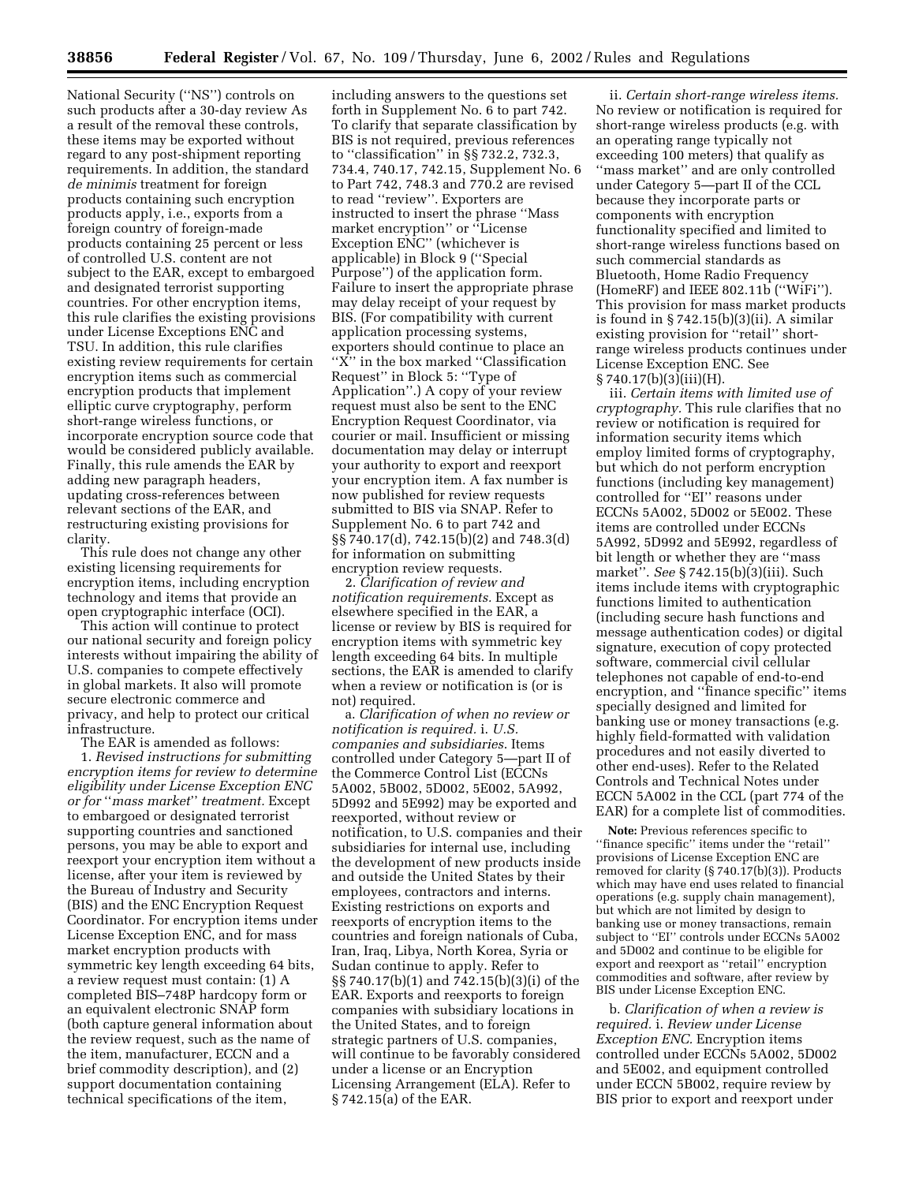National Security (''NS'') controls on such products after a 30-day review As a result of the removal these controls, these items may be exported without regard to any post-shipment reporting requirements. In addition, the standard *de minimis* treatment for foreign products containing such encryption products apply, i.e., exports from a foreign country of foreign-made products containing 25 percent or less of controlled U.S. content are not subject to the EAR, except to embargoed and designated terrorist supporting countries. For other encryption items, this rule clarifies the existing provisions under License Exceptions ENC and TSU. In addition, this rule clarifies existing review requirements for certain encryption items such as commercial encryption products that implement elliptic curve cryptography, perform short-range wireless functions, or incorporate encryption source code that would be considered publicly available. Finally, this rule amends the EAR by adding new paragraph headers, updating cross-references between relevant sections of the EAR, and restructuring existing provisions for clarity.

This rule does not change any other existing licensing requirements for encryption items, including encryption technology and items that provide an open cryptographic interface (OCI).

This action will continue to protect our national security and foreign policy interests without impairing the ability of U.S. companies to compete effectively in global markets. It also will promote secure electronic commerce and privacy, and help to protect our critical infrastructure.

The EAR is amended as follows:

1. *Revised instructions for submitting encryption items for review to determine eligibility under License Exception ENC or for ''mass market'' treatment.* Except to embargoed or designated terrorist supporting countries and sanctioned persons, you may be able to export and reexport your encryption item without a license, after your item is reviewed by the Bureau of Industry and Security (BIS) and the ENC Encryption Request Coordinator. For encryption items under License Exception ENC, and for mass market encryption products with symmetric key length exceeding 64 bits, a review request must contain: (1) A completed BIS–748P hardcopy form or an equivalent electronic SNAP form (both capture general information about the review request, such as the name of the item, manufacturer, ECCN and a brief commodity description), and (2) support documentation containing technical specifications of the item, including answers to the questions set forth in Supplement No. 6 to part 742. To clarify that separate classification by BIS is not required, previous references to ''classification'' in §§ 732.2, 732.3, 734.4, 740.17, 742.15, Supplement No. 6 to Part 742, 748.3 and 770.2 are revised to read ''review''. Exporters are instructed to insert the phrase ''Mass market encryption'' or ''License Exception ENC'' (whichever is applicable) in Block 9 (''Special Purpose'') of the application form. Failure to insert the appropriate phrase may delay receipt of your request by BIS. (For compatibility with current application processing systems, exporters should continue to place an ''X'' in the box marked ''Classification Request'' in Block 5: ''Type of Application''.) A copy of your review request must also be sent to the ENC Encryption Request Coordinator, via courier or mail. Insufficient or missing documentation may delay or interrupt your authority to export and reexport your encryption item. A fax number is now published for review requests submitted to BIS via SNAP. Refer to Supplement No. 6 to part 742 and §§ 740.17(d), 742.15(b)(2) and 748.3(d) for information on submitting encryption review requests.

2. *Clarification of review and notification requirements.* Except as elsewhere specified in the EAR, a license or review by BIS is required for encryption items with symmetric key length exceeding 64 bits. In multiple sections, the EAR is amended to clarify when a review or notification is (or is not) required.

a. *Clarification of when no review or notification is required.* i. *U.S. companies and subsidiaries.* Items controlled under Category 5—part II of the Commerce Control List (ECCNs 5A002, 5B002, 5D002, 5E002, 5A992, 5D992 and 5E992) may be exported and reexported, without review or notification, to U.S. companies and their subsidiaries for internal use, including the development of new products inside and outside the United States by their employees, contractors and interns. Existing restrictions on exports and reexports of encryption items to the countries and foreign nationals of Cuba, Iran, Iraq, Libya, North Korea, Syria or Sudan continue to apply. Refer to §§ 740.17(b)(1) and 742.15(b)(3)(i) of the EAR. Exports and reexports to foreign companies with subsidiary locations in the United States, and to foreign strategic partners of U.S. companies, will continue to be favorably considered under a license or an Encryption Licensing Arrangement (ELA). Refer to § 742.15(a) of the EAR.

ii. *Certain short-range wireless items.* No review or notification is required for short-range wireless products (e.g. with an operating range typically not exceeding 100 meters) that qualify as ''mass market'' and are only controlled under Category 5—part II of the CCL because they incorporate parts or components with encryption functionality specified and limited to short-range wireless functions based on such commercial standards as Bluetooth, Home Radio Frequency (HomeRF) and IEEE 802.11b (''WiFi''). This provision for mass market products is found in § 742.15(b)(3)(ii). A similar existing provision for ''retail'' short-range wireless products continues under License Exception ENC. See § 740.17(b)(3)(iii)(H).

iii. *Certain items with limited use of cryptography.* This rule clarifies that no review or notification is required for information security items which employ limited forms of cryptography, but which do not perform encryption functions (including key management) controlled for ''EI'' reasons under ECCNs 5A002, 5D002 or 5E002. These items are controlled under ECCNs 5A992, 5D992 and 5E992, regardless of bit length or whether they are ''mass market''. *See* § 742.15(b)(3)(iii). Such items include items with cryptographic functions limited to authentication (including secure hash functions and message authentication codes) or digital signature, execution of copy protected software, commercial civil cellular telephones not capable of end-to-end encryption, and ''finance specific'' items specially designed and limited for banking use or money transactions (e.g. highly field-formatted with validation procedures and not easily diverted to other end-uses). Refer to the Related Controls and Technical Notes under ECCN 5A002 in the CCL (part 774 of the EAR) for a complete list of commodities.

**Note:** Previous references specific to ''finance specific'' items under the ''retail'' provisions of License Exception ENC are removed for clarity (§ 740.17(b)(3)). Products which may have end uses related to financial operations (e.g. supply chain management), but which are not limited by design to banking use or money transactions, remain subject to ''EI'' controls under ECCNs 5A002 and 5D002 and continue to be eligible for export and reexport as ''retail'' encryption commodities and software, after review by BIS under License Exception ENC.

b. *Clarification of when a review is required.* i. *Review under License Exception ENC.* Encryption items controlled under ECCNs 5A002, 5D002 and 5E002, and equipment controlled under ECCN 5B002, require review by BIS prior to export and reexport under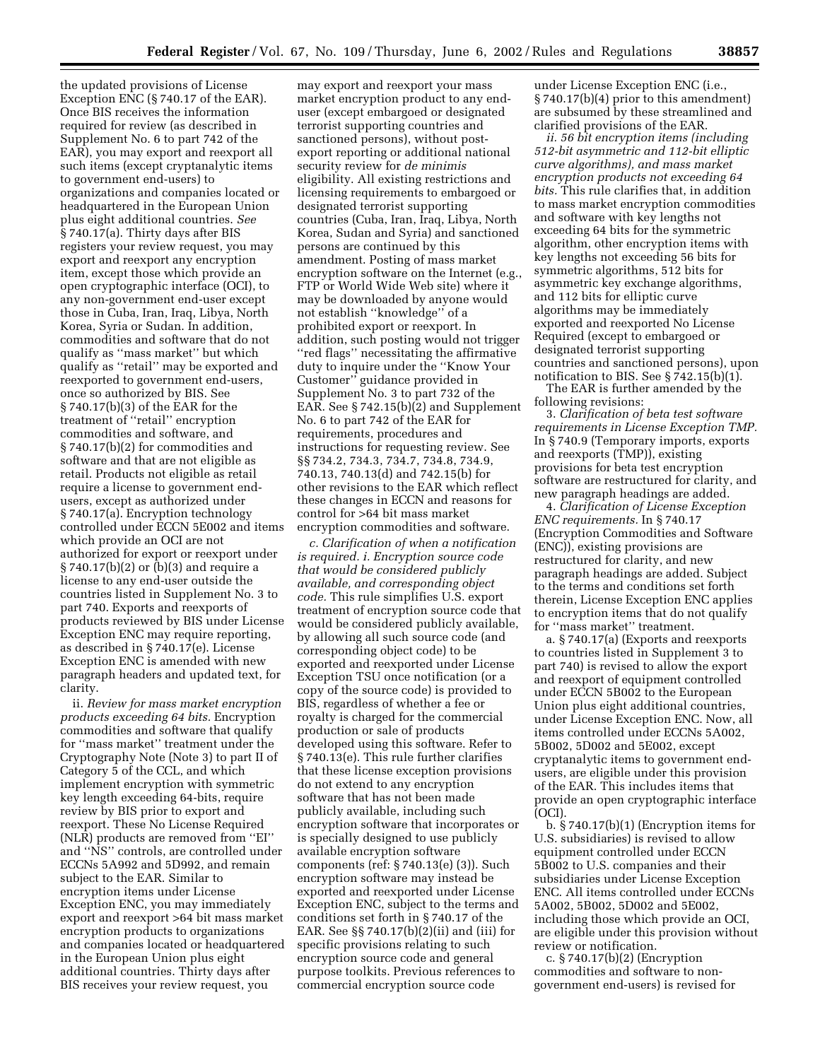the updated provisions of License Exception ENC (§ 740.17 of the EAR). Once BIS receives the information required for review (as described in Supplement No. 6 to part 742 of the EAR), you may export and reexport all such items (except cryptanalytic items to government end-users) to organizations and companies located or headquartered in the European Union plus eight additional countries. *See* § 740.17(a). Thirty days after BIS registers your review request, you may export and reexport any encryption item, except those which provide an open cryptographic interface (OCI), to any non-government end-user except those in Cuba, Iran, Iraq, Libya, North Korea, Syria or Sudan. In addition, commodities and software that do not qualify as ''mass market'' but which qualify as ''retail'' may be exported and reexported to government end-users, once so authorized by BIS. See § 740.17(b)(3) of the EAR for the treatment of ''retail'' encryption commodities and software, and § 740.17(b)(2) for commodities and software and that are not eligible as retail. Products not eligible as retail require a license to government end-users, except as authorized under § 740.17(a). Encryption technology controlled under ECCN 5E002 and items which provide an OCI are not authorized for export or reexport under § 740.17(b)(2) or (b)(3) and require a license to any end-user outside the countries listed in Supplement No. 3 to part 740. Exports and reexports of products reviewed by BIS under License Exception ENC may require reporting, as described in § 740.17(e). License Exception ENC is amended with new paragraph headers and updated text, for clarity.

ii. *Review for mass market encryption products exceeding 64 bits.* Encryption commodities and software that qualify for ''mass market'' treatment under the Cryptography Note (Note 3) to part II of Category 5 of the CCL, and which implement encryption with symmetric key length exceeding 64-bits, require review by BIS prior to export and reexport. These No License Required (NLR) products are removed from ''EI'' and ''NS'' controls, are controlled under ECCNs 5A992 and 5D992, and remain subject to the EAR. Similar to encryption items under License Exception ENC, you may immediately export and reexport >64 bit mass market encryption products to organizations and companies located or headquartered in the European Union plus eight additional countries. Thirty days after BIS receives your review request, you may export and reexport your mass market encryption product to any end-user (except embargoed or designated terrorist supporting countries and sanctioned persons), without post-export reporting or additional national security review for *de minimis* eligibility. All existing restrictions and licensing requirements to embargoed or designated terrorist supporting countries (Cuba, Iran, Iraq, Libya, North Korea, Sudan and Syria) and sanctioned persons are continued by this amendment. Posting of mass market encryption software on the Internet (e.g., FTP or World Wide Web site) where it may be downloaded by anyone would not establish ''knowledge'' of a prohibited export or reexport. In addition, such posting would not trigger ''red flags'' necessitating the affirmative duty to inquire under the ''Know Your Customer'' guidance provided in Supplement No. 3 to part 732 of the EAR. See § 742.15(b)(2) and Supplement No. 6 to part 742 of the EAR for requirements, procedures and instructions for requesting review. See §§ 734.2, 734.3, 734.7, 734.8, 734.9, 740.13, 740.13(d) and 742.15(b) for other revisions to the EAR which reflect these changes in ECCN and reasons for control for >64 bit mass market encryption commodities and software.

*c. Clarification of when a notification is required. i. Encryption source code that would be considered publicly available, and corresponding object code.* This rule simplifies U.S. export treatment of encryption source code that would be considered publicly available, by allowing all such source code (and corresponding object code) to be exported and reexported under License Exception TSU once notification (or a copy of the source code) is provided to BIS, regardless of whether a fee or royalty is charged for the commercial production or sale of products developed using this software. Refer to § 740.13(e). This rule further clarifies that these license exception provisions do not extend to any encryption software that has not been made publicly available, including such encryption software that incorporates or is specially designed to use publicly available encryption software components (ref: § 740.13(e) (3)). Such encryption software may instead be exported and reexported under License Exception ENC, subject to the terms and conditions set forth in § 740.17 of the EAR. See §§ 740.17(b)(2)(ii) and (iii) for specific provisions relating to such encryption source code and general purpose toolkits. Previous references to commercial encryption source code under License Exception ENC (i.e., § 740.17(b)(4) prior to this amendment) are subsumed by these streamlined and clarified provisions of the EAR.

*ii. 56 bit encryption items (including 512-bit asymmetric and 112-bit elliptic curve algorithms), and mass market encryption products not exceeding 64 bits.* This rule clarifies that, in addition to mass market encryption commodities and software with key lengths not exceeding 64 bits for the symmetric algorithm, other encryption items with key lengths not exceeding 56 bits for symmetric algorithms, 512 bits for asymmetric key exchange algorithms, and 112 bits for elliptic curve algorithms may be immediately exported and reexported No License Required (except to embargoed or designated terrorist supporting countries and sanctioned persons), upon notification to BIS. See § 742.15(b)(1).

The EAR is further amended by the following revisions:

3. *Clarification of beta test software requirements in License Exception TMP.* In § 740.9 (Temporary imports, exports and reexports (TMP)), existing provisions for beta test encryption software are restructured for clarity, and new paragraph headings are added.

4. *Clarification of License Exception ENC requirements.* In § 740.17 (Encryption Commodities and Software (ENC)), existing provisions are restructured for clarity, and new paragraph headings are added. Subject to the terms and conditions set forth therein, License Exception ENC applies to encryption items that do not qualify for ''mass market'' treatment.

a. § 740.17(a) (Exports and reexports to countries listed in Supplement 3 to part 740) is revised to allow the export and reexport of equipment controlled under ECCN 5B002 to the European Union plus eight additional countries, under License Exception ENC. Now, all items controlled under ECCNs 5A002, 5B002, 5D002 and 5E002, except cryptanalytic items to government end-users, are eligible under this provision of the EAR. This includes items that provide an open cryptographic interface (OCI).

b. § 740.17(b)(1) (Encryption items for U.S. subsidiaries) is revised to allow equipment controlled under ECCN 5B002 to U.S. companies and their subsidiaries under License Exception ENC. All items controlled under ECCNs 5A002, 5B002, 5D002 and 5E002, including those which provide an OCI, are eligible under this provision without review or notification.

c. § 740.17(b)(2) (Encryption commodities and software to non-government end-users) is revised for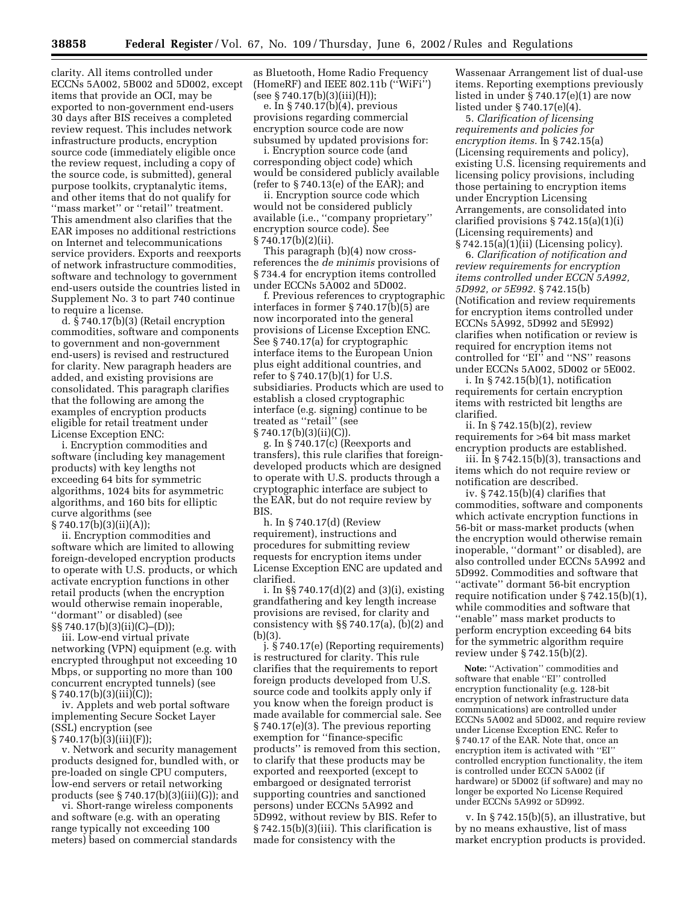clarity. All items controlled under ECCNs 5A002, 5B002 and 5D002, except items that provide an OCI, may be exported to non-government end-users 30 days after BIS receives a completed review request. This includes network infrastructure products, encryption source code (immediately eligible once the review request, including a copy of the source code, is submitted), general purpose toolkits, cryptanalytic items, and other items that do not qualify for ''mass market'' or ''retail'' treatment. This amendment also clarifies that the EAR imposes no additional restrictions on Internet and telecommunications service providers. Exports and reexports of network infrastructure commodities, software and technology to government end-users outside the countries listed in Supplement No. 3 to part 740 continue to require a license.

d. § 740.17(b)(3) (Retail encryption commodities, software and components to government and non-government end-users) is revised and restructured for clarity. New paragraph headers are added, and existing provisions are consolidated. This paragraph clarifies that the following are among the examples of encryption products eligible for retail treatment under License Exception ENC:

i. Encryption commodities and software (including key management products) with key lengths not exceeding 64 bits for symmetric algorithms, 1024 bits for asymmetric algorithms, and 160 bits for elliptic curve algorithms (see § 740.17(b)(3)(ii)(A));

ii. Encryption commodities and software which are limited to allowing foreign-developed encryption products to operate with U.S. products, or which activate encryption functions in other retail products (when the encryption would otherwise remain inoperable, ''dormant'' or disabled) (see §§ 740.17(b)(3)(ii)(C)–(D));

iii. Low-end virtual private networking (VPN) equipment (e.g. with encrypted throughput not exceeding 10 Mbps, or supporting no more than 100 concurrent encrypted tunnels) (see § 740.17(b)(3)(iii)(C));

iv. Applets and web portal software implementing Secure Socket Layer (SSL) encryption (see § 740.17(b)(3)(iii)(F));

v. Network and security management products designed for, bundled with, or pre-loaded on single CPU computers, low-end servers or retail networking products (see § 740.17(b)(3)(iii)(G)); and

vi. Short-range wireless components and software (e.g. with an operating range typically not exceeding 100 meters) based on commercial standards as Bluetooth, Home Radio Frequency (HomeRF) and IEEE 802.11b (''WiFi'') (see § 740.17(b)(3)(iii)(H));

e. In § 740.17(b)(4), previous provisions regarding commercial encryption source code are now subsumed by updated provisions for:

i. Encryption source code (and corresponding object code) which would be considered publicly available (refer to § 740.13(e) of the EAR); and

ii. Encryption source code which would not be considered publicly available (i.e., ''company proprietary'' encryption source code). See § 740.17(b)(2)(ii).

This paragraph (b)(4) now cross-references the *de minimis* provisions of § 734.4 for encryption items controlled under ECCNs 5A002 and 5D002.

f. Previous references to cryptographic interfaces in former § 740.17(b)(5) are now incorporated into the general provisions of License Exception ENC. See § 740.17(a) for cryptographic interface items to the European Union plus eight additional countries, and refer to § 740.17(b)(1) for U.S. subsidiaries. Products which are used to establish a closed cryptographic interface (e.g. signing) continue to be treated as ''retail'' (see § 740.17(b)(3)(ii)(C)).

g. In § 740.17(c) (Reexports and transfers), this rule clarifies that foreign-developed products which are designed to operate with U.S. products through a cryptographic interface are subject to the EAR, but do not require review by BIS.

h. In § 740.17(d) (Review requirement), instructions and procedures for submitting review requests for encryption items under License Exception ENC are updated and clarified.

i. In §§ 740.17(d)(2) and (3)(i), existing grandfathering and key length increase provisions are revised, for clarity and consistency with §§ 740.17(a), (b)(2) and (b)(3).

j. § 740.17(e) (Reporting requirements) is restructured for clarity. This rule clarifies that the requirements to report foreign products developed from U.S. source code and toolkits apply only if you know when the foreign product is made available for commercial sale. See § 740.17(e)(3). The previous reporting exemption for ''finance-specific products'' is removed from this section, to clarify that these products may be exported and reexported (except to embargoed or designated terrorist supporting countries and sanctioned persons) under ECCNs 5A992 and 5D992, without review by BIS. Refer to § 742.15(b)(3)(iii). This clarification is made for consistency with the Wassenaar Arrangement list of dual-use items. Reporting exemptions previously listed in under § 740.17(e)(1) are now listed under § 740.17(e)(4).

5. *Clarification of licensing requirements and policies for encryption items.* In § 742.15(a) (Licensing requirements and policy), existing U.S. licensing requirements and licensing policy provisions, including those pertaining to encryption items under Encryption Licensing Arrangements, are consolidated into clarified provisions § 742.15(a)(1)(i) (Licensing requirements) and § 742.15(a)(1)(ii) (Licensing policy).

6. *Clarification of notification and review requirements for encryption items controlled under ECCN 5A992, 5D992, or 5E992.* § 742.15(b) (Notification and review requirements for encryption items controlled under ECCNs 5A992, 5D992 and 5E992) clarifies when notification or review is required for encryption items not controlled for ''EI'' and ''NS'' reasons under ECCNs 5A002, 5D002 or 5E002.

i. In § 742.15(b)(1), notification requirements for certain encryption items with restricted bit lengths are clarified.

ii. In § 742.15(b)(2), review requirements for >64 bit mass market encryption products are established.

iii. In § 742.15(b)(3), transactions and items which do not require review or notification are described.

iv. § 742.15(b)(4) clarifies that commodities, software and components which activate encryption functions in 56-bit or mass-market products (when the encryption would otherwise remain inoperable, ''dormant'' or disabled), are also controlled under ECCNs 5A992 and 5D992. Commodities and software that ''activate'' dormant 56-bit encryption require notification under § 742.15(b)(1), while commodities and software that ''enable'' mass market products to perform encryption exceeding 64 bits for the symmetric algorithm require review under § 742.15(b)(2).

**Note:** ''Activation'' commodities and software that enable ''EI'' controlled encryption functionality (e.g. 128-bit encryption of network infrastructure data communications) are controlled under ECCNs 5A002 and 5D002, and require review under License Exception ENC. Refer to § 740.17 of the EAR. Note that, once an encryption item is activated with ''EI'' controlled encryption functionality, the item is controlled under ECCN 5A002 (if hardware) or 5D002 (if software) and may no longer be exported No License Required under ECCNs 5A992 or 5D992.

v. In § 742.15(b)(5), an illustrative, but by no means exhaustive, list of mass market encryption products is provided.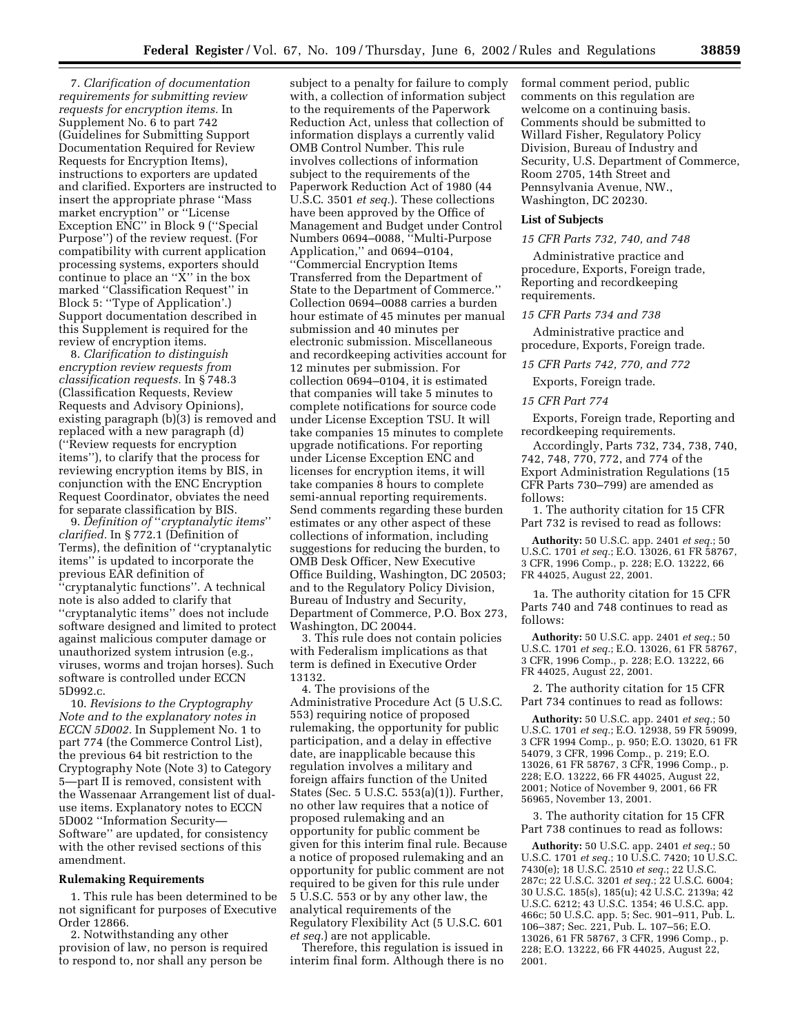7. *Clarification of documentation requirements for submitting review requests for encryption items.* In Supplement No. 6 to part 742 (Guidelines for Submitting Support Documentation Required for Review Requests for Encryption Items), instructions to exporters are updated and clarified. Exporters are instructed to insert the appropriate phrase ''Mass market encryption'' or ''License Exception ENC'' in Block 9 (''Special Purpose'') of the review request. (For compatibility with current application processing systems, exporters should continue to place an ''X'' in the box marked ''Classification Request'' in Block 5: ''Type of Application'.) Support documentation described in this Supplement is required for the review of encryption items.

8. *Clarification to distinguish encryption review requests from classification requests.* In § 748.3 (Classification Requests, Review Requests and Advisory Opinions), existing paragraph (b)(3) is removed and replaced with a new paragraph (d) (''Review requests for encryption items''), to clarify that the process for reviewing encryption items by BIS, in conjunction with the ENC Encryption Request Coordinator, obviates the need for separate classification by BIS.

9. *Definition of ''cryptanalytic items'' clarified.* In § 772.1 (Definition of Terms), the definition of ''cryptanalytic items'' is updated to incorporate the previous EAR definition of ''cryptanalytic functions''. A technical note is also added to clarify that ''cryptanalytic items'' does not include software designed and limited to protect against malicious computer damage or unauthorized system intrusion (e.g., viruses, worms and trojan horses). Such software is controlled under ECCN 5D992.c.

10. *Revisions to the Cryptography Note and to the explanatory notes in ECCN 5D002.* In Supplement No. 1 to part 774 (the Commerce Control List), the previous 64 bit restriction to the Cryptography Note (Note 3) to Category 5—part II is removed, consistent with the Wassenaar Arrangement list of dual-use items. Explanatory notes to ECCN 5D002 ''Information Security—Software'' are updated, for consistency with the other revised sections of this amendment.

**Rulemaking Requirements**

1. This rule has been determined to be not significant for purposes of Executive Order 12866.

2. Notwithstanding any other provision of law, no person is required to respond to, nor shall any person be subject to a penalty for failure to comply with, a collection of information subject to the requirements of the Paperwork Reduction Act, unless that collection of information displays a currently valid OMB Control Number. This rule involves collections of information subject to the requirements of the Paperwork Reduction Act of 1980 (44 U.S.C. 3501 *et seq.*). These collections have been approved by the Office of Management and Budget under Control Numbers 0694–0088, ''Multi-Purpose Application,'' and 0694–0104, ''Commercial Encryption Items Transferred from the Department of State to the Department of Commerce.'' Collection 0694–0088 carries a burden hour estimate of 45 minutes per manual submission and 40 minutes per electronic submission. Miscellaneous and recordkeeping activities account for 12 minutes per submission. For collection 0694–0104, it is estimated that companies will take 5 minutes to complete notifications for source code under License Exception TSU. It will take companies 15 minutes to complete upgrade notifications. For reporting under License Exception ENC and licenses for encryption items, it will take companies 8 hours to complete semi-annual reporting requirements. Send comments regarding these burden estimates or any other aspect of these collections of information, including suggestions for reducing the burden, to OMB Desk Officer, New Executive Office Building, Washington, DC 20503; and to the Regulatory Policy Division, Bureau of Industry and Security, Department of Commerce, P.O. Box 273, Washington, DC 20044.

3. This rule does not contain policies with Federalism implications as that term is defined in Executive Order 13132.

4. The provisions of the Administrative Procedure Act (5 U.S.C. 553) requiring notice of proposed rulemaking, the opportunity for public participation, and a delay in effective date, are inapplicable because this regulation involves a military and foreign affairs function of the United States (Sec. 5 U.S.C. 553(a)(1)). Further, no other law requires that a notice of proposed rulemaking and an opportunity for public comment be given for this interim final rule. Because a notice of proposed rulemaking and an opportunity for public comment are not required to be given for this rule under 5 U.S.C. 553 or by any other law, the analytical requirements of the Regulatory Flexibility Act (5 U.S.C. 601 *et seq.*) are not applicable.

Therefore, this regulation is issued in interim final form. Although there is no formal comment period, public comments on this regulation are welcome on a continuing basis. Comments should be submitted to Willard Fisher, Regulatory Policy Division, Bureau of Industry and Security, U.S. Department of Commerce, Room 2705, 14th Street and Pennsylvania Avenue, NW., Washington, DC 20230.

**List of Subjects**

*15 CFR Parts 732, 740, and 748*

Administrative practice and procedure, Exports, Foreign trade, Reporting and recordkeeping requirements.

*15 CFR Parts 734 and 738*

Administrative practice and procedure, Exports, Foreign trade.

*15 CFR Parts 742, 770, and 772*

Exports, Foreign trade.

*15 CFR Part 774*

Exports, Foreign trade, Reporting and recordkeeping requirements.

Accordingly, Parts 732, 734, 738, 740, 742, 748, 770, 772, and 774 of the Export Administration Regulations (15 CFR Parts 730–799) are amended as follows:

1. The authority citation for 15 CFR Part 732 is revised to read as follows:

**Authority:** 50 U.S.C. app. 2401 *et seq.*; 50 U.S.C. 1701 *et seq.*; E.O. 13026, 61 FR 58767, 3 CFR, 1996 Comp., p. 228; E.O. 13222, 66 FR 44025, August 22, 2001.

1a. The authority citation for 15 CFR Parts 740 and 748 continues to read as follows:

**Authority:** 50 U.S.C. app. 2401 *et seq.*; 50 U.S.C. 1701 *et seq.*; E.O. 13026, 61 FR 58767, 3 CFR, 1996 Comp., p. 228; E.O. 13222, 66 FR 44025, August 22, 2001.

2. The authority citation for 15 CFR Part 734 continues to read as follows:

**Authority:** 50 U.S.C. app. 2401 *et seq.*; 50 U.S.C. 1701 *et seq.*; E.O. 12938, 59 FR 59099, 3 CFR 1994 Comp., p. 950; E.O. 13020, 61 FR 54079, 3 CFR, 1996 Comp., p. 219; E.O. 13026, 61 FR 58767, 3 CFR, 1996 Comp., p. 228; E.O. 13222, 66 FR 44025, August 22, 2001; Notice of November 9, 2001, 66 FR 56965, November 13, 2001.

3. The authority citation for 15 CFR Part 738 continues to read as follows:

**Authority:** 50 U.S.C. app. 2401 *et seq.*; 50 U.S.C. 1701 *et seq.*; 10 U.S.C. 7420; 10 U.S.C. 7430(e); 18 U.S.C. 2510 *et seq.*; 22 U.S.C. 287c; 22 U.S.C. 3201 *et seq.*; 22 U.S.C. 6004; 30 U.S.C. 185(s), 185(u); 42 U.S.C. 2139a; 42 U.S.C. 6212; 43 U.S.C. 1354; 46 U.S.C. app. 466c; 50 U.S.C. app. 5; Sec. 901–911, Pub. L. 106–387; Sec. 221, Pub. L. 107–56; E.O. 13026, 61 FR 58767, 3 CFR, 1996 Comp., p. 228; E.O. 13222, 66 FR 44025, August 22, 2001.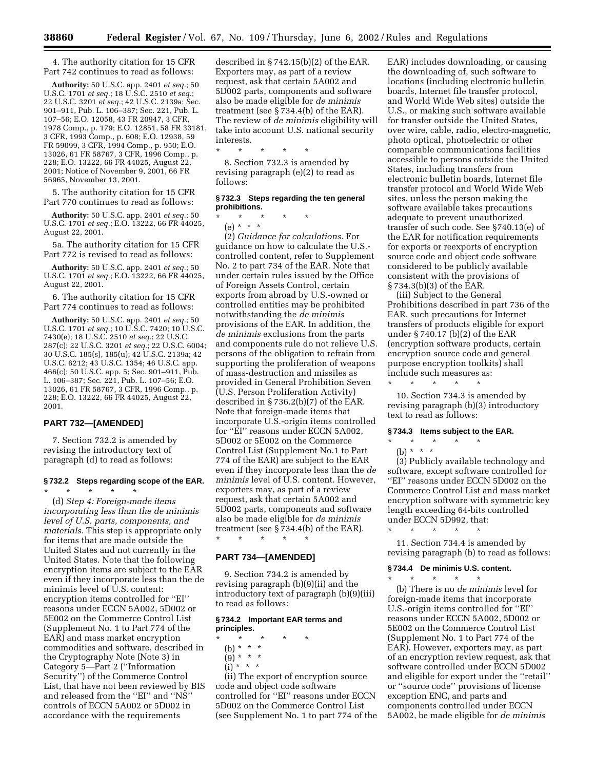4. The authority citation for 15 CFR Part 742 continues to read as follows:

**Authority:** 50 U.S.C. app. 2401 *et seq.*; 50 U.S.C. 1701 *et seq.*; 18 U.S.C. 2510 *et seq.*; 22 U.S.C. 3201 *et seq.*; 42 U.S.C. 2139a; Sec. 901–911, Pub. L. 106–387; Sec. 221, Pub. L. 107–56; E.O. 12058, 43 FR 20947, 3 CFR, 1978 Comp., p. 179; E.O. 12851, 58 FR 33181, 3 CFR, 1993 Comp., p. 608; E.O. 12938, 59 FR 59099, 3 CFR, 1994 Comp., p. 950; E.O. 13026, 61 FR 58767, 3 CFR, 1996 Comp., p. 228; E.O. 13222, 66 FR 44025, August 22, 2001; Notice of November 9, 2001, 66 FR 56965, November 13, 2001.

5. The authority citation for 15 CFR Part 770 continues to read as follows:

**Authority:** 50 U.S.C. app. 2401 *et seq.*; 50 U.S.C. 1701 *et seq.*; E.O. 13222, 66 FR 44025, August 22, 2001.

5a. The authority citation for 15 CFR Part 772 is revised to read as follows:

**Authority:** 50 U.S.C. app. 2401 *et seq.*; 50 U.S.C. 1701 *et seq.*; E.O. 13222, 66 FR 44025, August 22, 2001.

6. The authority citation for 15 CFR Part 774 continues to read as follows:

**Authority:** 50 U.S.C. app. 2401 *et seq.*; 50 U.S.C. 1701 *et seq.*; 10 U.S.C. 7420; 10 U.S.C. 7430(e); 18 U.S.C. 2510 *et seq.*; 22 U.S.C. 287(c); 22 U.S.C. 3201 *et seq.*; 22 U.S.C. 6004; 30 U.S.C. 185(s), 185(u); 42 U.S.C. 2139a; 42 U.S.C. 6212; 43 U.S.C. 1354; 46 U.S.C. app. 466(c); 50 U.S.C. app. 5; Sec. 901–911, Pub. L. 106–387; Sec. 221, Pub. L. 107–56; E.O. 13026, 61 FR 58767, 3 CFR, 1996 Comp., p. 228; E.O. 13222, 66 FR 44025, August 22, 2001.

## PART 732—[AMENDED]

7. Section 732.2 is amended by revising the introductory text of paragraph (d) to read as follows:

### § 732.2 Steps regarding scope of the EAR.

\* \* \* \* \*

(d) *Step 4: Foreign-made items incorporating less than the de minimis level of U.S. parts, components, and materials.* This step is appropriate only for items that are made outside the United States and not currently in the United States. Note that the following encryption items are subject to the EAR even if they incorporate less than the de minimis level of U.S. content: encryption items controlled for ''EI'' reasons under ECCN 5A002, 5D002 or 5E002 on the Commerce Control List (Supplement No. 1 to Part 774 of the EAR) and mass market encryption commodities and software, described in the Cryptography Note (Note 3) in Category 5—Part 2 (''Information Security'') of the Commerce Control List, that have not been reviewed by BIS and released from the ''EI'' and ''NS'' controls of ECCN 5A002 or 5D002 in accordance with the requirements described in § 742.15(b)(2) of the EAR. Exporters may, as part of a review request, ask that certain 5A002 and 5D002 parts, components and software also be made eligible for *de minimis* treatment (see § 734.4(b) of the EAR). The review of *de minimis* eligibility will take into account U.S. national security interests.

\* \* \* \* \*

8. Section 732.3 is amended by revising paragraph (e)(2) to read as follows:

### § 732.3 Steps regarding the ten general prohibitions.

\* \* \* \* \*

(e) \* \* \*

(2) *Guidance for calculations.* For guidance on how to calculate the U.S.-controlled content, refer to Supplement No. 2 to part 734 of the EAR. Note that under certain rules issued by the Office of Foreign Assets Control, certain exports from abroad by U.S.-owned or controlled entities may be prohibited notwithstanding the *de minimis* provisions of the EAR. In addition, the *de minimis* exclusions from the parts and components rule do not relieve U.S. persons of the obligation to refrain from supporting the proliferation of weapons of mass-destruction and missiles as provided in General Prohibition Seven (U.S. Person Proliferation Activity) described in § 736.2(b)(7) of the EAR. Note that foreign-made items that incorporate U.S.-origin items controlled for ''EI'' reasons under ECCN 5A002, 5D002 or 5E002 on the Commerce Control List (Supplement No.1 to Part 774 of the EAR) are subject to the EAR even if they incorporate less than the *de minimis* level of U.S. content. However, exporters may, as part of a review request, ask that certain 5A002 and 5D002 parts, components and software also be made eligible for *de minimis* treatment (see § 734.4(b) of the EAR).

\* \* \* \* \*

## PART 734—[AMENDED]

9. Section 734.2 is amended by revising paragraph (b)(9)(ii) and the introductory text of paragraph (b)(9)(iii) to read as follows:

### § 734.2 Important EAR terms and principles.

\* \* \* \* \*

(b) \* \* \*

(9) \* \* \*

(i) \* \* \*

(ii) The export of encryption source code and object code software controlled for ''EI'' reasons under ECCN 5D002 on the Commerce Control List (see Supplement No. 1 to part 774 of the EAR) includes downloading, or causing the downloading of, such software to locations (including electronic bulletin boards, Internet file transfer protocol, and World Wide Web sites) outside the U.S., or making such software available for transfer outside the United States, over wire, cable, radio, electro-magnetic, photo optical, photoelectric or other comparable communications facilities accessible to persons outside the United States, including transfers from electronic bulletin boards, Internet file transfer protocol and World Wide Web sites, unless the person making the software available takes precautions adequate to prevent unauthorized transfer of such code. See §740.13(e) of the EAR for notification requirements for exports or reexports of encryption source code and object code software considered to be publicly available consistent with the provisions of § 734.3(b)(3) of the EAR.

(iii) Subject to the General Prohibitions described in part 736 of the EAR, such precautions for Internet transfers of products eligible for export under § 740.17 (b)(2) of the EAR (encryption software products, certain encryption source code and general purpose encryption toolkits) shall include such measures as:

\* \* \* \* \*

10. Section 734.3 is amended by revising paragraph (b)(3) introductory text to read as follows:

### § 734.3 Items subject to the EAR.

\* \* \* \* \*

(b) \* \* \*

(3) Publicly available technology and software, except software controlled for ''EI'' reasons under ECCN 5D002 on the Commerce Control List and mass market encryption software with symmetric key length exceeding 64-bits controlled under ECCN 5D992, that:

\* \* \* \* \*

11. Section 734.4 is amended by revising paragraph (b) to read as follows:

### § 734.4 De minimis U.S. content.

\* \* \* \* \*

(b) There is no *de minimis* level for foreign-made items that incorporate U.S.-origin items controlled for ''EI'' reasons under ECCN 5A002, 5D002 or 5E002 on the Commerce Control List (Supplement No. 1 to Part 774 of the EAR). However, exporters may, as part of an encryption review request, ask that software controlled under ECCN 5D002 and eligible for export under the ''retail'' or ''source code'' provisions of license exception ENC, and parts and components controlled under ECCN 5A002, be made eligible for *de minimis*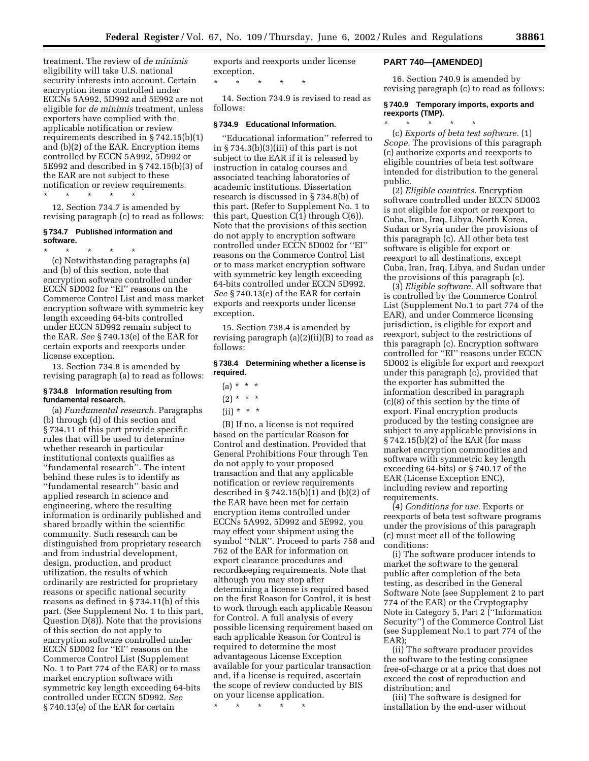treatment. The review of *de minimis* eligibility will take U.S. national security interests into account. Certain encryption items controlled under ECCNs 5A992, 5D992 and 5E992 are not eligible for *de minimis* treatment, unless exporters have complied with the applicable notification or review requirements described in § 742.15(b)(1) and (b)(2) of the EAR. Encryption items controlled by ECCN 5A992, 5D992 or 5E992 and described in § 742.15(b)(3) of the EAR are not subject to these notification or review requirements.

\* \* \* \* \*

12. Section 734.7 is amended by revising paragraph (c) to read as follows:

**§ 734.7 Published information and software.**

\* \* \* \* \*

(c) Notwithstanding paragraphs (a) and (b) of this section, note that encryption software controlled under ECCN 5D002 for ''EI'' reasons on the Commerce Control List and mass market encryption software with symmetric key length exceeding 64-bits controlled under ECCN 5D992 remain subject to the EAR. *See* § 740.13(e) of the EAR for certain exports and reexports under license exception.

13. Section 734.8 is amended by revising paragraph (a) to read as follows:

**§ 734.8 Information resulting from fundamental research.**

(a) *Fundamental research.* Paragraphs (b) through (d) of this section and § 734.11 of this part provide specific rules that will be used to determine whether research in particular institutional contexts qualifies as ''fundamental research''. The intent behind these rules is to identify as ''fundamental research'' basic and applied research in science and engineering, where the resulting information is ordinarily published and shared broadly within the scientific community. Such research can be distinguished from proprietary research and from industrial development, design, production, and product utilization, the results of which ordinarily are restricted for proprietary reasons or specific national security reasons as defined in § 734.11(b) of this part. (See Supplement No. 1 to this part, Question D(8)). Note that the provisions of this section do not apply to encryption software controlled under ECCN 5D002 for ''EI'' reasons on the Commerce Control List (Supplement No. 1 to Part 774 of the EAR) or to mass market encryption software with symmetric key length exceeding 64-bits controlled under ECCN 5D992. *See* § 740.13(e) of the EAR for certain exports and reexports under license exception.

\* \* \* \* \*

14. Section 734.9 is revised to read as follows:

**§ 734.9 Educational Information.**

''Educational information'' referred to in § 734.3(b)(3)(iii) of this part is not subject to the EAR if it is released by instruction in catalog courses and associated teaching laboratories of academic institutions. Dissertation research is discussed in § 734.8(b) of this part. (Refer to Supplement No. 1 to this part, Question C(1) through C(6)). Note that the provisions of this section do not apply to encryption software controlled under ECCN 5D002 for ''EI'' reasons on the Commerce Control List or to mass market encryption software with symmetric key length exceeding 64-bits controlled under ECCN 5D992. *See* § 740.13(e) of the EAR for certain exports and reexports under license exception.

15. Section 738.4 is amended by revising paragraph (a)(2)(ii)(B) to read as follows:

**§ 738.4 Determining whether a license is required.**

(a) \* \* \*

(2) \* \* \*

(ii) \* \* \*

(B) If no, a license is not required based on the particular Reason for Control and destination. Provided that General Prohibitions Four through Ten do not apply to your proposed transaction and that any applicable notification or review requirements described in § 742.15(b)(1) and (b)(2) of the EAR have been met for certain encryption items controlled under ECCNs 5A992, 5D992 and 5E992, you may effect your shipment using the symbol ''NLR''. Proceed to parts 758 and 762 of the EAR for information on export clearance procedures and recordkeeping requirements. Note that although you may stop after determining a license is required based on the first Reason for Control, it is best to work through each applicable Reason for Control. A full analysis of every possible licensing requirement based on each applicable Reason for Control is required to determine the most advantageous License Exception available for your particular transaction and, if a license is required, ascertain the scope of review conducted by BIS on your license application.

\* \* \* \* \*

## PART 740—[AMENDED]

16. Section 740.9 is amended by revising paragraph (c) to read as follows:

**§ 740.9 Temporary imports, exports and reexports (TMP).**

\* \* \* \* \*

(c) *Exports of beta test software.* (1) *Scope.* The provisions of this paragraph (c) authorize exports and reexports to eligible countries of beta test software intended for distribution to the general public.

(2) *Eligible countries.* Encryption software controlled under ECCN 5D002 is not eligible for export or reexport to Cuba, Iran, Iraq, Libya, North Korea, Sudan or Syria under the provisions of this paragraph (c). All other beta test software is eligible for export or reexport to all destinations, except Cuba, Iran, Iraq, Libya, and Sudan under the provisions of this paragraph (c).

(3) *Eligible software.* All software that is controlled by the Commerce Control List (Supplement No.1 to part 774 of the EAR), and under Commerce licensing jurisdiction, is eligible for export and reexport, subject to the restrictions of this paragraph (c). Encryption software controlled for ''EI'' reasons under ECCN 5D002 is eligible for export and reexport under this paragraph (c), provided that the exporter has submitted the information described in paragraph (c)(8) of this section by the time of export. Final encryption products produced by the testing consignee are subject to any applicable provisions in § 742.15(b)(2) of the EAR (for mass market encryption commodities and software with symmetric key length exceeding 64-bits) or § 740.17 of the EAR (License Exception ENC), including review and reporting requirements.

(4) *Conditions for use.* Exports or reexports of beta test software programs under the provisions of this paragraph (c) must meet all of the following conditions:

(i) The software producer intends to market the software to the general public after completion of the beta testing, as described in the General Software Note (see Supplement 2 to part 774 of the EAR) or the Cryptography Note in Category 5, Part 2 (''Information Security'') of the Commerce Control List (see Supplement No.1 to part 774 of the EAR);

(ii) The software producer provides the software to the testing consignee free-of-charge or at a price that does not exceed the cost of reproduction and distribution; and

(iii) The software is designed for installation by the end-user without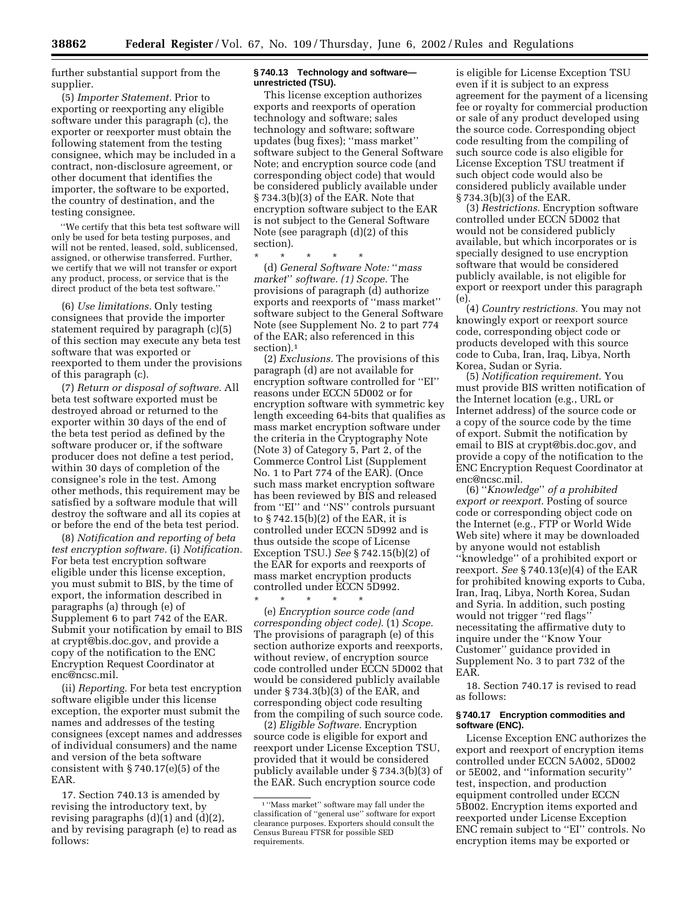further substantial support from the supplier.

(5) *Importer Statement.* Prior to exporting or reexporting any eligible software under this paragraph (c), the exporter or reexporter must obtain the following statement from the testing consignee, which may be included in a contract, non-disclosure agreement, or other document that identifies the importer, the software to be exported, the country of destination, and the testing consignee.

> ''We certify that this beta test software will only be used for beta testing purposes, and will not be rented, leased, sold, sublicensed, assigned, or otherwise transferred. Further, we certify that we will not transfer or export any product, process, or service that is the direct product of the beta test software.''

(6) *Use limitations.* Only testing consignees that provide the importer statement required by paragraph (c)(5) of this section may execute any beta test software that was exported or reexported to them under the provisions of this paragraph (c).

(7) *Return or disposal of software.* All beta test software exported must be destroyed abroad or returned to the exporter within 30 days of the end of the beta test period as defined by the software producer or, if the software producer does not define a test period, within 30 days of completion of the consignee's role in the test. Among other methods, this requirement may be satisfied by a software module that will destroy the software and all its copies at or before the end of the beta test period.

(8) *Notification and reporting of beta test encryption software.* (i) *Notification.* For beta test encryption software eligible under this license exception, you must submit to BIS, by the time of export, the information described in paragraphs (a) through (e) of Supplement 6 to part 742 of the EAR. Submit your notification by email to BIS at crypt@bis.doc.gov, and provide a copy of the notification to the ENC Encryption Request Coordinator at enc@ncsc.mil.

(ii) *Reporting.* For beta test encryption software eligible under this license exception, the exporter must submit the names and addresses of the testing consignees (except names and addresses of individual consumers) and the name and version of the beta software consistent with § 740.17(e)(5) of the EAR.

17. Section 740.13 is amended by revising the introductory text, by revising paragraphs (d)(1) and (d)(2), and by revising paragraph (e) to read as follows:

#### § 740.13 Technology and software—unrestricted (TSU).

This license exception authorizes exports and reexports of operation technology and software; sales technology and software; software updates (bug fixes); ''mass market'' software subject to the General Software Note; and encryption source code (and corresponding object code) that would be considered publicly available under § 734.3(b)(3) of the EAR. Note that encryption software subject to the EAR is not subject to the General Software Note (see paragraph (d)(2) of this section).

\* \* \* \* \*

(d) *General Software Note: ''mass market'' software. (1) Scope.* The provisions of paragraph (d) authorize exports and reexports of ''mass market'' software subject to the General Software Note (see Supplement No. 2 to part 774 of the EAR; also referenced in this section).[1]

(2) *Exclusions.* The provisions of this paragraph (d) are not available for encryption software controlled for ''EI'' reasons under ECCN 5D002 or for encryption software with symmetric key length exceeding 64-bits that qualifies as mass market encryption software under the criteria in the Cryptography Note (Note 3) of Category 5, Part 2, of the Commerce Control List (Supplement No. 1 to Part 774 of the EAR). (Once such mass market encryption software has been reviewed by BIS and released from ''EI'' and ''NS'' controls pursuant to § 742.15(b)(2) of the EAR, it is controlled under ECCN 5D992 and is thus outside the scope of License Exception TSU.) *See* § 742.15(b)(2) of the EAR for exports and reexports of mass market encryption products controlled under ECCN 5D992.

\* \* \* \* \*

(e) *Encryption source code (and corresponding object code).* (1) *Scope.* The provisions of paragraph (e) of this section authorize exports and reexports, without review, of encryption source code controlled under ECCN 5D002 that would be considered publicly available under § 734.3(b)(3) of the EAR, and corresponding object code resulting from the compiling of such source code.

(2) *Eligible Software.* Encryption source code is eligible for export and reexport under License Exception TSU, provided that it would be considered publicly available under § 734.3(b)(3) of the EAR. Such encryption source code is eligible for License Exception TSU even if it is subject to an express agreement for the payment of a licensing fee or royalty for commercial production or sale of any product developed using the source code. Corresponding object code resulting from the compiling of such source code is also eligible for License Exception TSU treatment if such object code would also be considered publicly available under § 734.3(b)(3) of the EAR.

(3) *Restrictions.* Encryption software controlled under ECCN 5D002 that would not be considered publicly available, but which incorporates or is specially designed to use encryption software that would be considered publicly available, is not eligible for export or reexport under this paragraph (e).

(4) *Country restrictions.* You may not knowingly export or reexport source code, corresponding object code or products developed with this source code to Cuba, Iran, Iraq, Libya, North Korea, Sudan or Syria.

(5) *Notification requirement.* You must provide BIS written notification of the Internet location (e.g., URL or Internet address) of the source code or a copy of the source code by the time of export. Submit the notification by email to BIS at crypt@bis.doc.gov, and provide a copy of the notification to the ENC Encryption Request Coordinator at enc@ncsc.mil.

(6) *''Knowledge'' of a prohibited export or reexport.* Posting of source code or corresponding object code on the Internet (e.g., FTP or World Wide Web site) where it may be downloaded by anyone would not establish ''knowledge'' of a prohibited export or reexport. *See* § 740.13(e)(4) of the EAR for prohibited knowing exports to Cuba, Iran, Iraq, Libya, North Korea, Sudan and Syria. In addition, such posting would not trigger ''red flags'' necessitating the affirmative duty to inquire under the ''Know Your Customer'' guidance provided in Supplement No. 3 to part 732 of the EAR.

18. Section 740.17 is revised to read as follows:

#### § 740.17 Encryption commodities and software (ENC).

License Exception ENC authorizes the export and reexport of encryption items controlled under ECCN 5A002, 5D002 or 5E002, and ''information security'' test, inspection, and production equipment controlled under ECCN 5B002. Encryption items exported and reexported under License Exception ENC remain subject to ''EI'' controls. No encryption items may be exported or

---

[1] ''Mass market'' software may fall under the classification of ''general use'' software for export clearance purposes. Exporters should consult the Census Bureau FTSR for possible SED requirements.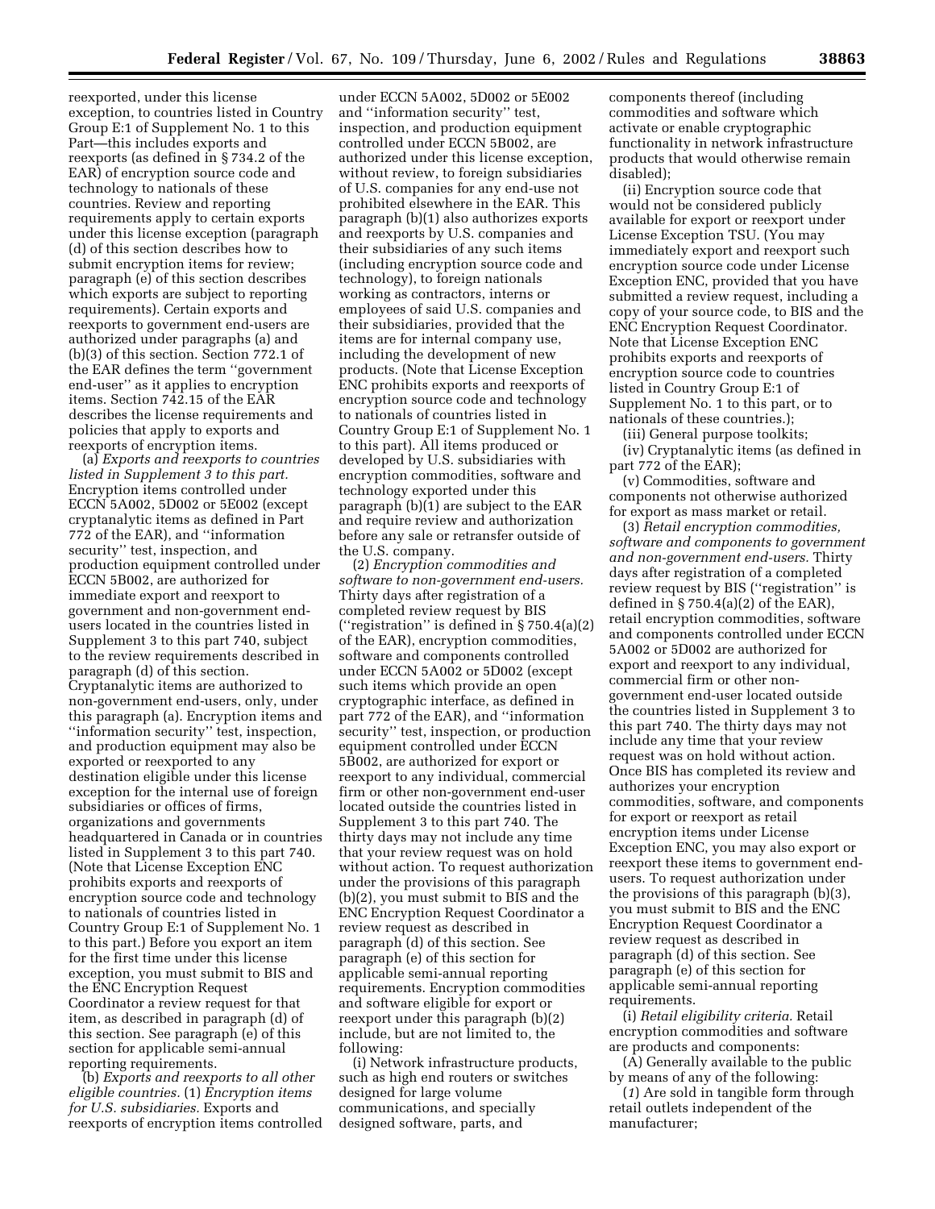reexported, under this license exception, to countries listed in Country Group E:1 of Supplement No. 1 to this Part—this includes exports and reexports (as defined in § 734.2 of the EAR) of encryption source code and technology to nationals of these countries. Review and reporting requirements apply to certain exports under this license exception (paragraph (d) of this section describes how to submit encryption items for review; paragraph (e) of this section describes which exports are subject to reporting requirements). Certain exports and reexports to government end-users are authorized under paragraphs (a) and (b)(3) of this section. Section 772.1 of the EAR defines the term ''government end-user'' as it applies to encryption items. Section 742.15 of the EAR describes the license requirements and policies that apply to exports and reexports of encryption items.

(a) *Exports and reexports to countries listed in Supplement 3 to this part.* Encryption items controlled under ECCN 5A002, 5D002 or 5E002 (except cryptanalytic items as defined in Part 772 of the EAR), and ''information security'' test, inspection, and production equipment controlled under ECCN 5B002, are authorized for immediate export and reexport to government and non-government end-users located in the countries listed in Supplement 3 to this part 740, subject to the review requirements described in paragraph (d) of this section. Cryptanalytic items are authorized to non-government end-users, only, under this paragraph (a). Encryption items and ''information security'' test, inspection, and production equipment may also be exported or reexported to any destination eligible under this license exception for the internal use of foreign subsidiaries or offices of firms, organizations and governments headquartered in Canada or in countries listed in Supplement 3 to this part 740. (Note that License Exception ENC prohibits exports and reexports of encryption source code and technology to nationals of countries listed in Country Group E:1 of Supplement No. 1 to this part.) Before you export an item for the first time under this license exception, you must submit to BIS and the ENC Encryption Request Coordinator a review request for that item, as described in paragraph (d) of this section. See paragraph (e) of this section for applicable semi-annual reporting requirements.

(b) *Exports and reexports to all other eligible countries.* (1) *Encryption items for U.S. subsidiaries.* Exports and reexports of encryption items controlled under ECCN 5A002, 5D002 or 5E002 and ''information security'' test, inspection, and production equipment controlled under ECCN 5B002, are authorized under this license exception, without review, to foreign subsidiaries of U.S. companies for any end-use not prohibited elsewhere in the EAR. This paragraph (b)(1) also authorizes exports and reexports by U.S. companies and their subsidiaries of any such items (including encryption source code and technology), to foreign nationals working as contractors, interns or employees of said U.S. companies and their subsidiaries, provided that the items are for internal company use, including the development of new products. (Note that License Exception ENC prohibits exports and reexports of encryption source code and technology to nationals of countries listed in Country Group E:1 of Supplement No. 1 to this part). All items produced or developed by U.S. subsidiaries with encryption commodities, software and technology exported under this paragraph (b)(1) are subject to the EAR and require review and authorization before any sale or retransfer outside of the U.S. company.

(2) *Encryption commodities and software to non-government end-users.* Thirty days after registration of a completed review request by BIS (''registration'' is defined in § 750.4(a)(2) of the EAR), encryption commodities, software and components controlled under ECCN 5A002 or 5D002 (except such items which provide an open cryptographic interface, as defined in part 772 of the EAR), and ''information security'' test, inspection, or production equipment controlled under ECCN 5B002, are authorized for export or reexport to any individual, commercial firm or other non-government end-user located outside the countries listed in Supplement 3 to this part 740. The thirty days may not include any time that your review request was on hold without action. To request authorization under the provisions of this paragraph (b)(2), you must submit to BIS and the ENC Encryption Request Coordinator a review request as described in paragraph (d) of this section. See paragraph (e) of this section for applicable semi-annual reporting requirements. Encryption commodities and software eligible for export or reexport under this paragraph (b)(2) include, but are not limited to, the following:

(i) Network infrastructure products, such as high end routers or switches designed for large volume communications, and specially designed software, parts, and components thereof (including commodities and software which activate or enable cryptographic functionality in network infrastructure products that would otherwise remain disabled);

(ii) Encryption source code that would not be considered publicly available for export or reexport under License Exception TSU. (You may immediately export and reexport such encryption source code under License Exception ENC, provided that you have submitted a review request, including a copy of your source code, to BIS and the ENC Encryption Request Coordinator. Note that License Exception ENC prohibits exports and reexports of encryption source code to countries listed in Country Group E:1 of Supplement No. 1 to this part, or to nationals of these countries.);

(iii) General purpose toolkits;

(iv) Cryptanalytic items (as defined in part 772 of the EAR);

(v) Commodities, software and components not otherwise authorized for export as mass market or retail.

(3) *Retail encryption commodities, software and components to government and non-government end-users.* Thirty days after registration of a completed review request by BIS (''registration'' is defined in § 750.4(a)(2) of the EAR), retail encryption commodities, software and components controlled under ECCN 5A002 or 5D002 are authorized for export and reexport to any individual, commercial firm or other non-government end-user located outside the countries listed in Supplement 3 to this part 740. The thirty days may not include any time that your review request was on hold without action. Once BIS has completed its review and authorizes your encryption commodities, software, and components for export or reexport as retail encryption items under License Exception ENC, you may also export or reexport these items to government end-users. To request authorization under the provisions of this paragraph (b)(3), you must submit to BIS and the ENC Encryption Request Coordinator a review request as described in paragraph (d) of this section. See paragraph (e) of this section for applicable semi-annual reporting requirements.

(i) *Retail eligibility criteria.* Retail encryption commodities and software are products and components:

(A) Generally available to the public by means of any of the following:

(*1*) Are sold in tangible form through retail outlets independent of the manufacturer;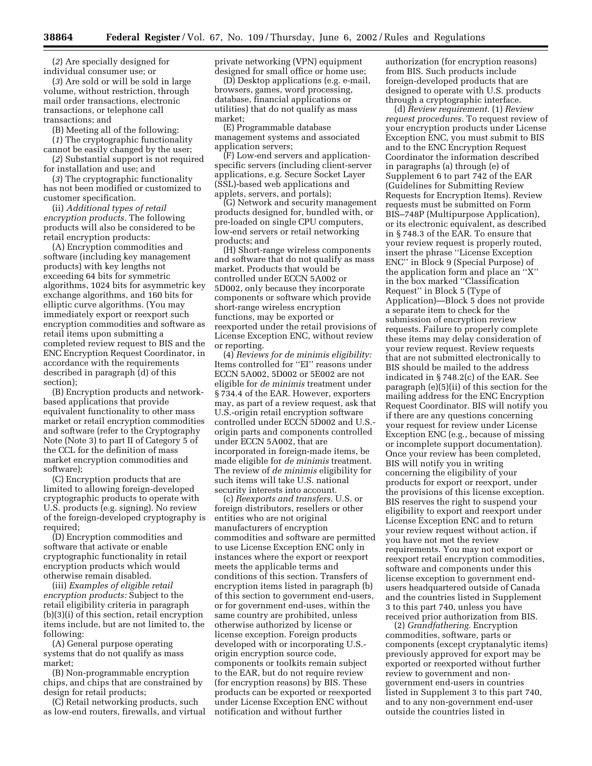(*2*) Are specially designed for individual consumer use; or

(*3*) Are sold or will be sold in large volume, without restriction, through mail order transactions, electronic transactions, or telephone call transactions; and

(B) Meeting all of the following:

(*1*) The cryptographic functionality cannot be easily changed by the user;

(*2*) Substantial support is not required for installation and use; and

(*3*) The cryptographic functionality has not been modified or customized to customer specification.

(ii) *Additional types of retail encryption products.* The following products will also be considered to be retail encryption products:

(A) Encryption commodities and software (including key management products) with key lengths not exceeding 64 bits for symmetric algorithms, 1024 bits for asymmetric key exchange algorithms, and 160 bits for elliptic curve algorithms. (You may immediately export or reexport such encryption commodities and software as retail items upon submitting a completed review request to BIS and the ENC Encryption Request Coordinator, in accordance with the requirements described in paragraph (d) of this section);

(B) Encryption products and network-based applications that provide equivalent functionality to other mass market or retail encryption commodities and software (refer to the Cryptography Note (Note 3) to part II of Category 5 of the CCL for the definition of mass market encryption commodities and software);

(C) Encryption products that are limited to allowing foreign-developed cryptographic products to operate with U.S. products (e.g. signing). No review of the foreign-developed cryptography is required;

(D) Encryption commodities and software that activate or enable cryptographic functionality in retail encryption products which would otherwise remain disabled.

(iii) *Examples of eligible retail encryption products:* Subject to the retail eligibility criteria in paragraph (b)(3)(i) of this section, retail encryption items include, but are not limited to, the following:

(A) General purpose operating systems that do not qualify as mass market;

(B) Non-programmable encryption chips, and chips that are constrained by design for retail products;

(C) Retail networking products, such as low-end routers, firewalls, and virtual private networking (VPN) equipment designed for small office or home use;

(D) Desktop applications (e.g. e-mail, browsers, games, word processing, database, financial applications or utilities) that do not qualify as mass market;

(E) Programmable database management systems and associated application servers;

(F) Low-end servers and application-specific servers (including client-server applications, e.g. Secure Socket Layer (SSL)-based web applications and applets, servers, and portals);

(G) Network and security management products designed for, bundled with, or pre-loaded on single CPU computers, low-end servers or retail networking products; and

(H) Short-range wireless components and software that do not qualify as mass market. Products that would be controlled under ECCN 5A002 or 5D002, only because they incorporate components or software which provide short-range wireless encryption functions, may be exported or reexported under the retail provisions of License Exception ENC, without review or reporting.

(4) *Reviews for de minimis eligibility:* Items controlled for ''EI'' reasons under ECCN 5A002, 5D002 or 5E002 are not eligible for *de minimis* treatment under § 734.4 of the EAR. However, exporters may, as part of a review request, ask that U.S.-origin retail encryption software controlled under ECCN 5D002 and U.S.-origin parts and components controlled under ECCN 5A002, that are incorporated in foreign-made items, be made eligible for *de minimis* treatment. The review of *de minimis* eligibility for such items will take U.S. national security interests into account.

(c) *Reexports and transfers.* U.S. or foreign distributors, resellers or other entities who are not original manufacturers of encryption commodities and software are permitted to use License Exception ENC only in instances where the export or reexport meets the applicable terms and conditions of this section. Transfers of encryption items listed in paragraph (b) of this section to government end-users, or for government end-uses, within the same country are prohibited, unless otherwise authorized by license or license exception. Foreign products developed with or incorporating U.S.-origin encryption source code, components or toolkits remain subject to the EAR, but do not require review (for encryption reasons) by BIS. These products can be exported or reexported under License Exception ENC without notification and without further authorization (for encryption reasons) from BIS. Such products include foreign-developed products that are designed to operate with U.S. products through a cryptographic interface.

(d) *Review requirement.* (1) *Review request procedures.* To request review of your encryption products under License Exception ENC, you must submit to BIS and to the ENC Encryption Request Coordinator the information described in paragraphs (a) through (e) of Supplement 6 to part 742 of the EAR (Guidelines for Submitting Review Requests for Encryption Items). Review requests must be submitted on Form BIS–748P (Multipurpose Application), or its electronic equivalent, as described in § 748.3 of the EAR. To ensure that your review request is properly routed, insert the phrase ''License Exception ENC'' in Block 9 (Special Purpose) of the application form and place an ''X'' in the box marked ''Classification Request'' in Block 5 (Type of Application)—Block 5 does not provide a separate item to check for the submission of encryption review requests. Failure to properly complete these items may delay consideration of your review request. Review requests that are not submitted electronically to BIS should be mailed to the address indicated in § 748.2(c) of the EAR. See paragraph (e)(5)(ii) of this section for the mailing address for the ENC Encryption Request Coordinator. BIS will notify you if there are any questions concerning your request for review under License Exception ENC (e.g., because of missing or incomplete support documentation). Once your review has been completed, BIS will notify you in writing concerning the eligibility of your products for export or reexport, under the provisions of this license exception. BIS reserves the right to suspend your eligibility to export and reexport under License Exception ENC and to return your review request without action, if you have not met the review requirements. You may not export or reexport retail encryption commodities, software and components under this license exception to government end-users headquartered outside of Canada and the countries listed in Supplement 3 to this part 740, unless you have received prior authorization from BIS.

(2) *Grandfathering.* Encryption commodities, software, parts or components (except cryptanalytic items) previously approved for export may be exported or reexported without further review to government and non-government end-users in countries listed in Supplement 3 to this part 740, and to any non-government end-user outside the countries listed in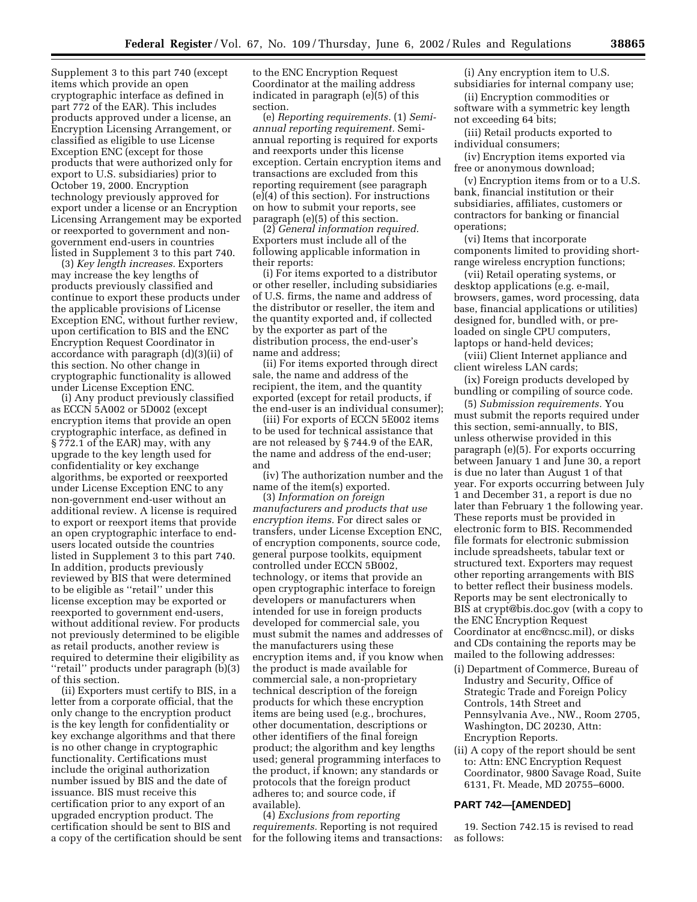Supplement 3 to this part 740 (except items which provide an open cryptographic interface as defined in part 772 of the EAR). This includes products approved under a license, an Encryption Licensing Arrangement, or classified as eligible to use License Exception ENC (except for those products that were authorized only for export to U.S. subsidiaries) prior to October 19, 2000. Encryption technology previously approved for export under a license or an Encryption Licensing Arrangement may be exported or reexported to government and non-government end-users in countries listed in Supplement 3 to this part 740.

(3) *Key length increases.* Exporters may increase the key lengths of products previously classified and continue to export these products under the applicable provisions of License Exception ENC, without further review, upon certification to BIS and the ENC Encryption Request Coordinator in accordance with paragraph (d)(3)(ii) of this section. No other change in cryptographic functionality is allowed under License Exception ENC.

(i) Any product previously classified as ECCN 5A002 or 5D002 (except encryption items that provide an open cryptographic interface, as defined in § 772.1 of the EAR) may, with any upgrade to the key length used for confidentiality or key exchange algorithms, be exported or reexported under License Exception ENC to any non-government end-user without an additional review. A license is required to export or reexport items that provide an open cryptographic interface to end-users located outside the countries listed in Supplement 3 to this part 740. In addition, products previously reviewed by BIS that were determined to be eligible as "retail" under this license exception may be exported or reexported to government end-users, without additional review. For products not previously determined to be eligible as retail products, another review is required to determine their eligibility as "retail" products under paragraph (b)(3) of this section.

(ii) Exporters must certify to BIS, in a letter from a corporate official, that the only change to the encryption product is the key length for confidentiality or key exchange algorithms and that there is no other change in cryptographic functionality. Certifications must include the original authorization number issued by BIS and the date of issuance. BIS must receive this certification prior to any export of an upgraded encryption product. The certification should be sent to BIS and a copy of the certification should be sent to the ENC Encryption Request Coordinator at the mailing address indicated in paragraph (e)(5) of this section.

(e) *Reporting requirements.* (1) *Semi-annual reporting requirement.* Semi-annual reporting is required for exports and reexports under this license exception. Certain encryption items and transactions are excluded from this reporting requirement (see paragraph (e)(4) of this section). For instructions on how to submit your reports, see paragraph (e)(5) of this section.

(2) *General information required.* Exporters must include all of the following applicable information in their reports:

(i) For items exported to a distributor or other reseller, including subsidiaries of U.S. firms, the name and address of the distributor or reseller, the item and the quantity exported and, if collected by the exporter as part of the distribution process, the end-user's name and address;

(ii) For items exported through direct sale, the name and address of the recipient, the item, and the quantity exported (except for retail products, if the end-user is an individual consumer);

(iii) For exports of ECCN 5E002 items to be used for technical assistance that are not released by § 744.9 of the EAR, the name and address of the end-user; and

(iv) The authorization number and the name of the item(s) exported.

(3) *Information on foreign manufacturers and products that use encryption items.* For direct sales or transfers, under License Exception ENC, of encryption components, source code, general purpose toolkits, equipment controlled under ECCN 5B002, technology, or items that provide an open cryptographic interface to foreign developers or manufacturers when intended for use in foreign products developed for commercial sale, you must submit the names and addresses of the manufacturers using these encryption items and, if you know when the product is made available for commercial sale, a non-proprietary technical description of the foreign products for which these encryption items are being used (e.g., brochures, other documentation, descriptions or other identifiers of the final foreign product; the algorithm and key lengths used; general programming interfaces to the product, if known; any standards or protocols that the foreign product adheres to; and source code, if available).

(4) *Exclusions from reporting requirements.* Reporting is not required for the following items and transactions:

(i) Any encryption item to U.S. subsidiaries for internal company use;

(ii) Encryption commodities or software with a symmetric key length not exceeding 64 bits;

(iii) Retail products exported to individual consumers;

(iv) Encryption items exported via free or anonymous download;

(v) Encryption items from or to a U.S. bank, financial institution or their subsidiaries, affiliates, customers or contractors for banking or financial operations;

(vi) Items that incorporate components limited to providing short-range wireless encryption functions;

(vii) Retail operating systems, or desktop applications (e.g. e-mail, browsers, games, word processing, data base, financial applications or utilities) designed for, bundled with, or pre-loaded on single CPU computers, laptops or hand-held devices;

(viii) Client Internet appliance and client wireless LAN cards;

(ix) Foreign products developed by bundling or compiling of source code.

(5) *Submission requirements.* You must submit the reports required under this section, semi-annually, to BIS, unless otherwise provided in this paragraph (e)(5). For exports occurring between January 1 and June 30, a report is due no later than August 1 of that year. For exports occurring between July 1 and December 31, a report is due no later than February 1 the following year. These reports must be provided in electronic form to BIS. Recommended file formats for electronic submission include spreadsheets, tabular text or structured text. Exporters may request other reporting arrangements with BIS to better reflect their business models. Reports may be sent electronically to BIS at crypt@bis.doc.gov (with a copy to the ENC Encryption Request Coordinator at enc@ncsc.mil), or disks and CDs containing the reports may be mailed to the following addresses:

(i) Department of Commerce, Bureau of Industry and Security, Office of Strategic Trade and Foreign Policy Controls, 14th Street and Pennsylvania Ave., NW., Room 2705, Washington, DC 20230, Attn: Encryption Reports.

(ii) A copy of the report should be sent to: Attn: ENC Encryption Request Coordinator, 9800 Savage Road, Suite 6131, Ft. Meade, MD 20755–6000.

## PART 742—[AMENDED]

19. Section 742.15 is revised to read as follows: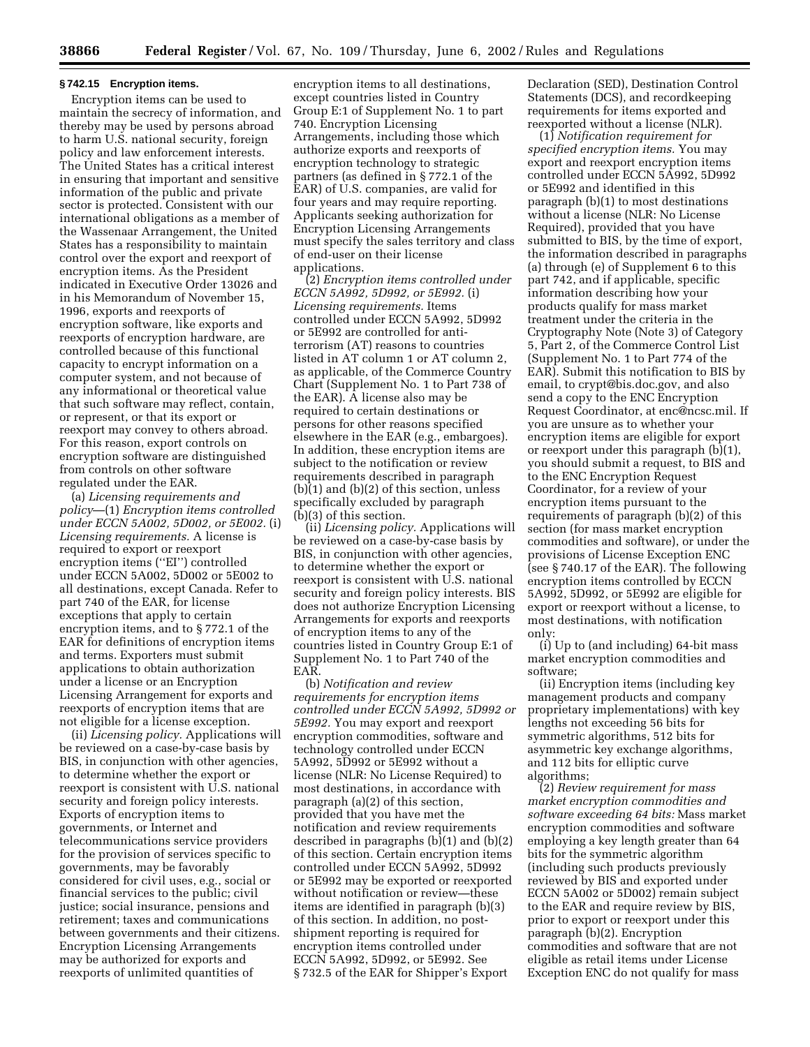### § 742.15 Encryption items.

Encryption items can be used to maintain the secrecy of information, and thereby may be used by persons abroad to harm U.S. national security, foreign policy and law enforcement interests. The United States has a critical interest in ensuring that important and sensitive information of the public and private sector is protected. Consistent with our international obligations as a member of the Wassenaar Arrangement, the United States has a responsibility to maintain control over the export and reexport of encryption items. As the President indicated in Executive Order 13026 and in his Memorandum of November 15, 1996, exports and reexports of encryption software, like exports and reexports of encryption hardware, are controlled because of this functional capacity to encrypt information on a computer system, and not because of any informational or theoretical value that such software may reflect, contain, or represent, or that its export or reexport may convey to others abroad. For this reason, export controls on encryption software are distinguished from controls on other software regulated under the EAR.

(a) *Licensing requirements and policy*—(1) *Encryption items controlled under ECCN 5A002, 5D002, or 5E002.* (i) *Licensing requirements.* A license is required to export or reexport encryption items (''EI'') controlled under ECCN 5A002, 5D002 or 5E002 to all destinations, except Canada. Refer to part 740 of the EAR, for license exceptions that apply to certain encryption items, and to § 772.1 of the EAR for definitions of encryption items and terms. Exporters must submit applications to obtain authorization under a license or an Encryption Licensing Arrangement for exports and reexports of encryption items that are not eligible for a license exception.

(ii) *Licensing policy.* Applications will be reviewed on a case-by-case basis by BIS, in conjunction with other agencies, to determine whether the export or reexport is consistent with U.S. national security and foreign policy interests. Exports of encryption items to governments, or Internet and telecommunications service providers for the provision of services specific to governments, may be favorably considered for civil uses, e.g., social or financial services to the public; civil justice; social insurance, pensions and retirement; taxes and communications between governments and their citizens. Encryption Licensing Arrangements may be authorized for exports and reexports of unlimited quantities of encryption items to all destinations, except countries listed in Country Group E:1 of Supplement No. 1 to part 740. Encryption Licensing Arrangements, including those which authorize exports and reexports of encryption technology to strategic partners (as defined in § 772.1 of the EAR) of U.S. companies, are valid for four years and may require reporting. Applicants seeking authorization for Encryption Licensing Arrangements must specify the sales territory and class of end-user on their license applications.

(2) *Encryption items controlled under ECCN 5A992, 5D992, or 5E992.* (i) *Licensing requirements.* Items controlled under ECCN 5A992, 5D992 or 5E992 are controlled for anti-terrorism (AT) reasons to countries listed in AT column 1 or AT column 2, as applicable, of the Commerce Country Chart (Supplement No. 1 to Part 738 of the EAR). A license also may be required to certain destinations or persons for other reasons specified elsewhere in the EAR (e.g., embargoes). In addition, these encryption items are subject to the notification or review requirements described in paragraph (b)(1) and (b)(2) of this section, unless specifically excluded by paragraph (b)(3) of this section.

(ii) *Licensing policy.* Applications will be reviewed on a case-by-case basis by BIS, in conjunction with other agencies, to determine whether the export or reexport is consistent with U.S. national security and foreign policy interests. BIS does not authorize Encryption Licensing Arrangements for exports and reexports of encryption items to any of the countries listed in Country Group E:1 of Supplement No. 1 to Part 740 of the EAR.

(b) *Notification and review requirements for encryption items controlled under ECCN 5A992, 5D992 or 5E992.* You may export and reexport encryption commodities, software and technology controlled under ECCN 5A992, 5D992 or 5E992 without a license (NLR: No License Required) to most destinations, in accordance with paragraph (a)(2) of this section, provided that you have met the notification and review requirements described in paragraphs (b)(1) and (b)(2) of this section. Certain encryption items controlled under ECCN 5A992, 5D992 or 5E992 may be exported or reexported without notification or review—these items are identified in paragraph (b)(3) of this section. In addition, no post-shipment reporting is required for encryption items controlled under ECCN 5A992, 5D992, or 5E992. See § 732.5 of the EAR for Shipper's Export Declaration (SED), Destination Control Statements (DCS), and recordkeeping requirements for items exported and reexported without a license (NLR).

(1) *Notification requirement for specified encryption items.* You may export and reexport encryption items controlled under ECCN 5A992, 5D992 or 5E992 and identified in this paragraph (b)(1) to most destinations without a license (NLR: No License Required), provided that you have submitted to BIS, by the time of export, the information described in paragraphs (a) through (e) of Supplement 6 to this part 742, and if applicable, specific information describing how your products qualify for mass market treatment under the criteria in the Cryptography Note (Note 3) of Category 5, Part 2, of the Commerce Control List (Supplement No. 1 to Part 774 of the EAR). Submit this notification to BIS by email, to crypt@bis.doc.gov, and also send a copy to the ENC Encryption Request Coordinator, at enc@ncsc.mil. If you are unsure as to whether your encryption items are eligible for export or reexport under this paragraph (b)(1), you should submit a request, to BIS and to the ENC Encryption Request Coordinator, for a review of your encryption items pursuant to the requirements of paragraph (b)(2) of this section (for mass market encryption commodities and software), or under the provisions of License Exception ENC (see § 740.17 of the EAR). The following encryption items controlled by ECCN 5A992, 5D992, or 5E992 are eligible for export or reexport without a license, to most destinations, with notification only:

(i) Up to (and including) 64-bit mass market encryption commodities and software;

(ii) Encryption items (including key management products and company proprietary implementations) with key lengths not exceeding 56 bits for symmetric algorithms, 512 bits for asymmetric key exchange algorithms, and 112 bits for elliptic curve algorithms;

(2) *Review requirement for mass market encryption commodities and software exceeding 64 bits:* Mass market encryption commodities and software employing a key length greater than 64 bits for the symmetric algorithm (including such products previously reviewed by BIS and exported under ECCN 5A002 or 5D002) remain subject to the EAR and require review by BIS, prior to export or reexport under this paragraph (b)(2). Encryption commodities and software that are not eligible as retail items under License Exception ENC do not qualify for mass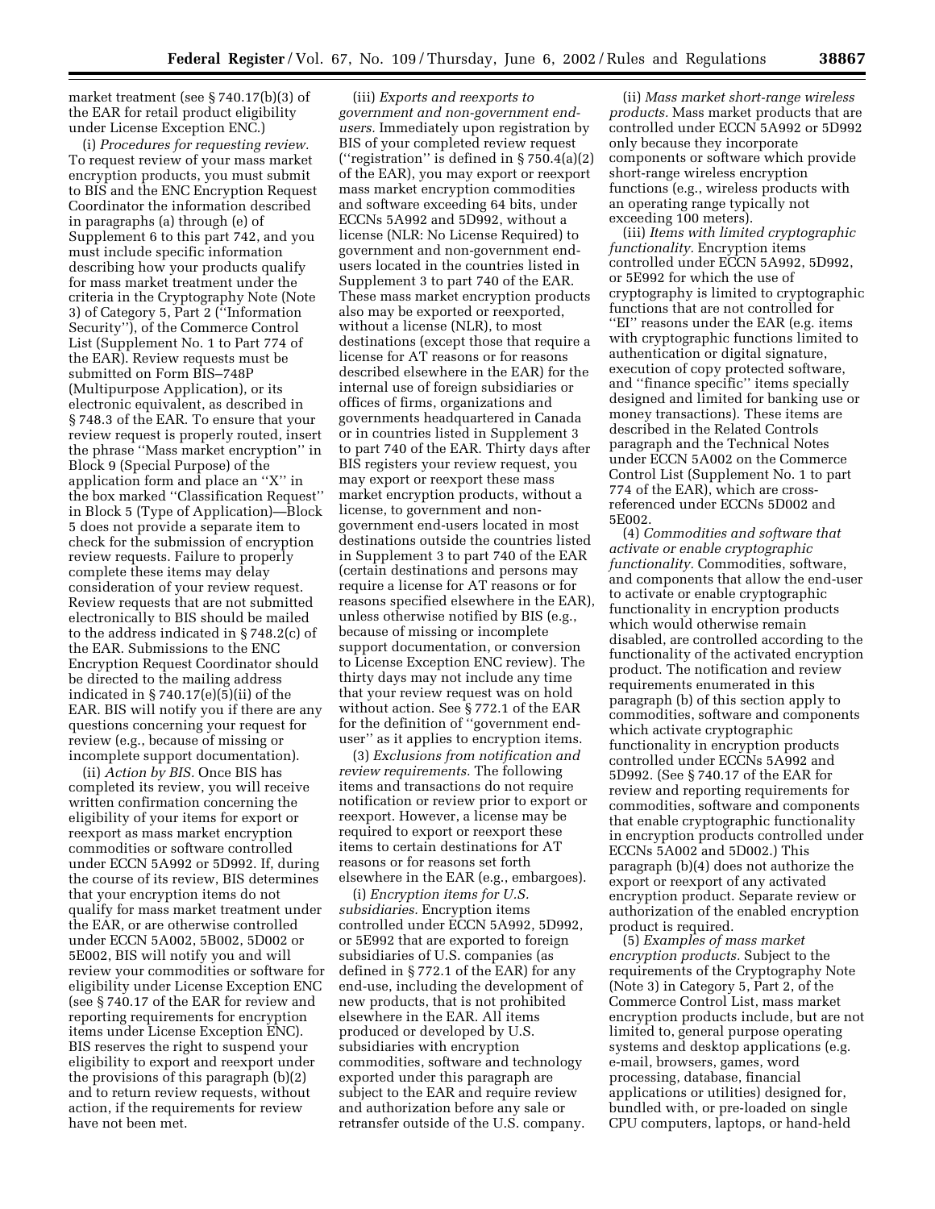market treatment (see § 740.17(b)(3) of the EAR for retail product eligibility under License Exception ENC.)

(i) *Procedures for requesting review.* To request review of your mass market encryption products, you must submit to BIS and the ENC Encryption Request Coordinator the information described in paragraphs (a) through (e) of Supplement 6 to this part 742, and you must include specific information describing how your products qualify for mass market treatment under the criteria in the Cryptography Note (Note 3) of Category 5, Part 2 (''Information Security''), of the Commerce Control List (Supplement No. 1 to Part 774 of the EAR). Review requests must be submitted on Form BIS–748P (Multipurpose Application), or its electronic equivalent, as described in § 748.3 of the EAR. To ensure that your review request is properly routed, insert the phrase ''Mass market encryption'' in Block 9 (Special Purpose) of the application form and place an ''X'' in the box marked ''Classification Request'' in Block 5 (Type of Application)—Block 5 does not provide a separate item to check for the submission of encryption review requests. Failure to properly complete these items may delay consideration of your review request. Review requests that are not submitted electronically to BIS should be mailed to the address indicated in § 748.2(c) of the EAR. Submissions to the ENC Encryption Request Coordinator should be directed to the mailing address indicated in § 740.17(e)(5)(ii) of the EAR. BIS will notify you if there are any questions concerning your request for review (e.g., because of missing or incomplete support documentation).

(ii) *Action by BIS.* Once BIS has completed its review, you will receive written confirmation concerning the eligibility of your items for export or reexport as mass market encryption commodities or software controlled under ECCN 5A992 or 5D992. If, during the course of its review, BIS determines that your encryption items do not qualify for mass market treatment under the EAR, or are otherwise controlled under ECCN 5A002, 5B002, 5D002 or 5E002, BIS will notify you and will review your commodities or software for eligibility under License Exception ENC (see § 740.17 of the EAR for review and reporting requirements for encryption items under License Exception ENC). BIS reserves the right to suspend your eligibility to export and reexport under the provisions of this paragraph (b)(2) and to return review requests, without action, if the requirements for review have not been met.

(iii) *Exports and reexports to government and non-government end-users.* Immediately upon registration by BIS of your completed review request (''registration'' is defined in § 750.4(a)(2) of the EAR), you may export or reexport mass market encryption commodities and software exceeding 64 bits, under ECCNs 5A992 and 5D992, without a license (NLR: No License Required) to government and non-government end-users located in the countries listed in Supplement 3 to part 740 of the EAR. These mass market encryption products also may be exported or reexported, without a license (NLR), to most destinations (except those that require a license for AT reasons or for reasons described elsewhere in the EAR) for the internal use of foreign subsidiaries or offices of firms, organizations and governments headquartered in Canada or in countries listed in Supplement 3 to part 740 of the EAR. Thirty days after BIS registers your review request, you may export or reexport these mass market encryption products, without a license, to government and non-government end-users located in most destinations outside the countries listed in Supplement 3 to part 740 of the EAR (certain destinations and persons may require a license for AT reasons or for reasons specified elsewhere in the EAR), unless otherwise notified by BIS (e.g., because of missing or incomplete support documentation, or conversion to License Exception ENC review). The thirty days may not include any time that your review request was on hold without action. See § 772.1 of the EAR for the definition of ''government end-user'' as it applies to encryption items.

(3) *Exclusions from notification and review requirements.* The following items and transactions do not require notification or review prior to export or reexport. However, a license may be required to export or reexport these items to certain destinations for AT reasons or for reasons set forth elsewhere in the EAR (e.g., embargoes).

(i) *Encryption items for U.S. subsidiaries.* Encryption items controlled under ECCN 5A992, 5D992, or 5E992 that are exported to foreign subsidiaries of U.S. companies (as defined in § 772.1 of the EAR) for any end-use, including the development of new products, that is not prohibited elsewhere in the EAR. All items produced or developed by U.S. subsidiaries with encryption commodities, software and technology exported under this paragraph are subject to the EAR and require review and authorization before any sale or retransfer outside of the U.S. company.

(ii) *Mass market short-range wireless products.* Mass market products that are controlled under ECCN 5A992 or 5D992 only because they incorporate components or software which provide short-range wireless encryption functions (e.g., wireless products with an operating range typically not exceeding 100 meters).

(iii) *Items with limited cryptographic functionality.* Encryption items controlled under ECCN 5A992, 5D992, or 5E992 for which the use of cryptography is limited to cryptographic functions that are not controlled for ''EI'' reasons under the EAR (e.g. items with cryptographic functions limited to authentication or digital signature, execution of copy protected software, and ''finance specific'' items specially designed and limited for banking use or money transactions). These items are described in the Related Controls paragraph and the Technical Notes under ECCN 5A002 on the Commerce Control List (Supplement No. 1 to part 774 of the EAR), which are cross-referenced under ECCNs 5D002 and 5E002.

(4) *Commodities and software that activate or enable cryptographic functionality.* Commodities, software, and components that allow the end-user to activate or enable cryptographic functionality in encryption products which would otherwise remain disabled, are controlled according to the functionality of the activated encryption product. The notification and review requirements enumerated in this paragraph (b) of this section apply to commodities, software and components which activate cryptographic functionality in encryption products controlled under ECCNs 5A992 and 5D992. (See § 740.17 of the EAR for review and reporting requirements for commodities, software and components that enable cryptographic functionality in encryption products controlled under ECCNs 5A002 and 5D002.) This paragraph (b)(4) does not authorize the export or reexport of any activated encryption product. Separate review or authorization of the enabled encryption product is required.

(5) *Examples of mass market encryption products.* Subject to the requirements of the Cryptography Note (Note 3) in Category 5, Part 2, of the Commerce Control List, mass market encryption products include, but are not limited to, general purpose operating systems and desktop applications (e.g. e-mail, browsers, games, word processing, database, financial applications or utilities) designed for, bundled with, or pre-loaded on single CPU computers, laptops, or hand-held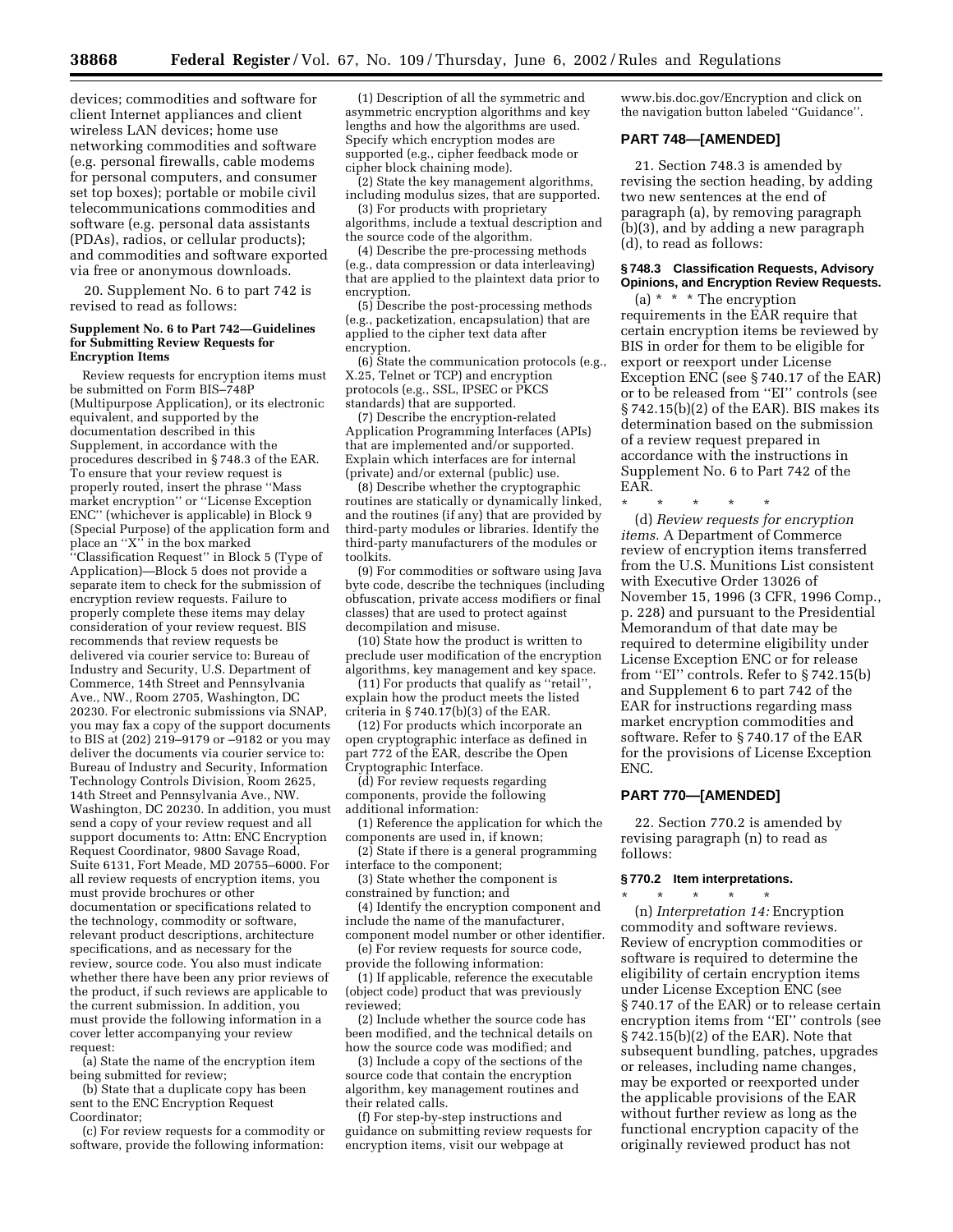devices; commodities and software for client Internet appliances and client wireless LAN devices; home use networking commodities and software (e.g. personal firewalls, cable modems for personal computers, and consumer set top boxes); portable or mobile civil telecommunications commodities and software (e.g. personal data assistants (PDAs), radios, or cellular products); and commodities and software exported via free or anonymous downloads.

20. Supplement No. 6 to part 742 is revised to read as follows:

#### Supplement No. 6 to Part 742—Guidelines for Submitting Review Requests for Encryption Items

Review requests for encryption items must be submitted on Form BIS–748P (Multipurpose Application), or its electronic equivalent, and supported by the documentation described in this Supplement, in accordance with the procedures described in § 748.3 of the EAR. To ensure that your review request is properly routed, insert the phrase ''Mass market encryption'' or ''License Exception ENC'' (whichever is applicable) in Block 9 (Special Purpose) of the application form and place an ''X'' in the box marked ''Classification Request'' in Block 5 (Type of Application)—Block 5 does not provide a separate item to check for the submission of encryption review requests. Failure to properly complete these items may delay consideration of your review request. BIS recommends that review requests be delivered via courier service to: Bureau of Industry and Security, U.S. Department of Commerce, 14th Street and Pennsylvania Ave., NW., Room 2705, Washington, DC 20230. For electronic submissions via SNAP, you may fax a copy of the support documents to BIS at (202) 219–9179 or –9182 or you may deliver the documents via courier service to: Bureau of Industry and Security, Information Technology Controls Division, Room 2625, 14th Street and Pennsylvania Ave., NW. Washington, DC 20230. In addition, you must send a copy of your review request and all support documents to: Attn: ENC Encryption Request Coordinator, 9800 Savage Road, Suite 6131, Fort Meade, MD 20755–6000. For all review requests of encryption items, you must provide brochures or other documentation or specifications related to the technology, commodity or software, relevant product descriptions, architecture specifications, and as necessary for the review, source code. You also must indicate whether there have been any prior reviews of the product, if such reviews are applicable to the current submission. In addition, you must provide the following information in a cover letter accompanying your review request:

(a) State the name of the encryption item being submitted for review;

(b) State that a duplicate copy has been sent to the ENC Encryption Request Coordinator;

(c) For review requests for a commodity or software, provide the following information:

(1) Description of all the symmetric and asymmetric encryption algorithms and key lengths and how the algorithms are used. Specify which encryption modes are supported (e.g., cipher feedback mode or cipher block chaining mode).

(2) State the key management algorithms, including modulus sizes, that are supported.

(3) For products with proprietary algorithms, include a textual description and the source code of the algorithm.

(4) Describe the pre-processing methods (e.g., data compression or data interleaving) that are applied to the plaintext data prior to encryption.

(5) Describe the post-processing methods (e.g., packetization, encapsulation) that are applied to the cipher text data after encryption.

(6) State the communication protocols (e.g., X.25, Telnet or TCP) and encryption protocols (e.g., SSL, IPSEC or PKCS standards) that are supported.

(7) Describe the encryption-related Application Programming Interfaces (APIs) that are implemented and/or supported. Explain which interfaces are for internal (private) and/or external (public) use.

(8) Describe whether the cryptographic routines are statically or dynamically linked, and the routines (if any) that are provided by third-party modules or libraries. Identify the third-party manufacturers of the modules or toolkits.

(9) For commodities or software using Java byte code, describe the techniques (including obfuscation, private access modifiers or final classes) that are used to protect against decompilation and misuse.

(10) State how the product is written to preclude user modification of the encryption algorithms, key management and key space.

(11) For products that qualify as ''retail'', explain how the product meets the listed criteria in § 740.17(b)(3) of the EAR.

(12) For products which incorporate an open cryptographic interface as defined in part 772 of the EAR, describe the Open Cryptographic Interface.

(d) For review requests regarding components, provide the following additional information:

(1) Reference the application for which the components are used in, if known;

(2) State if there is a general programming interface to the component;

(3) State whether the component is constrained by function; and

(4) Identify the encryption component and include the name of the manufacturer, component model number or other identifier.

(e) For review requests for source code, provide the following information:

(1) If applicable, reference the executable (object code) product that was previously reviewed;

(2) Include whether the source code has been modified, and the technical details on how the source code was modified; and

(3) Include a copy of the sections of the source code that contain the encryption algorithm, key management routines and their related calls.

(f) For step-by-step instructions and guidance on submitting review requests for encryption items, visit our webpage at www.bis.doc.gov/Encryption and click on the navigation button labeled ''Guidance''.

### PART 748—[AMENDED]

21. Section 748.3 is amended by revising the section heading, by adding two new sentences at the end of paragraph (a), by removing paragraph (b)(3), and by adding a new paragraph (d), to read as follows:

#### § 748.3 Classification Requests, Advisory Opinions, and Encryption Review Requests.

(a) * * * The encryption requirements in the EAR require that certain encryption items be reviewed by BIS in order for them to be eligible for export or reexport under License Exception ENC (see § 740.17 of the EAR) or to be released from ''EI'' controls (see § 742.15(b)(2) of the EAR). BIS makes its determination based on the submission of a review request prepared in accordance with the instructions in Supplement No. 6 to Part 742 of the EAR.

\* \* \* \* \*

(d) *Review requests for encryption items.* A Department of Commerce review of encryption items transferred from the U.S. Munitions List consistent with Executive Order 13026 of November 15, 1996 (3 CFR, 1996 Comp., p. 228) and pursuant to the Presidential Memorandum of that date may be required to determine eligibility under License Exception ENC or for release from ''EI'' controls. Refer to § 742.15(b) and Supplement 6 to part 742 of the EAR for instructions regarding mass market encryption commodities and software. Refer to § 740.17 of the EAR for the provisions of License Exception ENC.

### PART 770—[AMENDED]

22. Section 770.2 is amended by revising paragraph (n) to read as follows:

#### § 770.2 Item interpretations.

\* \* \* \* \*

(n) *Interpretation 14:* Encryption commodity and software reviews. Review of encryption commodities or software is required to determine the eligibility of certain encryption items under License Exception ENC (see § 740.17 of the EAR) or to release certain encryption items from ''EI'' controls (see § 742.15(b)(2) of the EAR). Note that subsequent bundling, patches, upgrades or releases, including name changes, may be exported or reexported under the applicable provisions of the EAR without further review as long as the functional encryption capacity of the originally reviewed product has not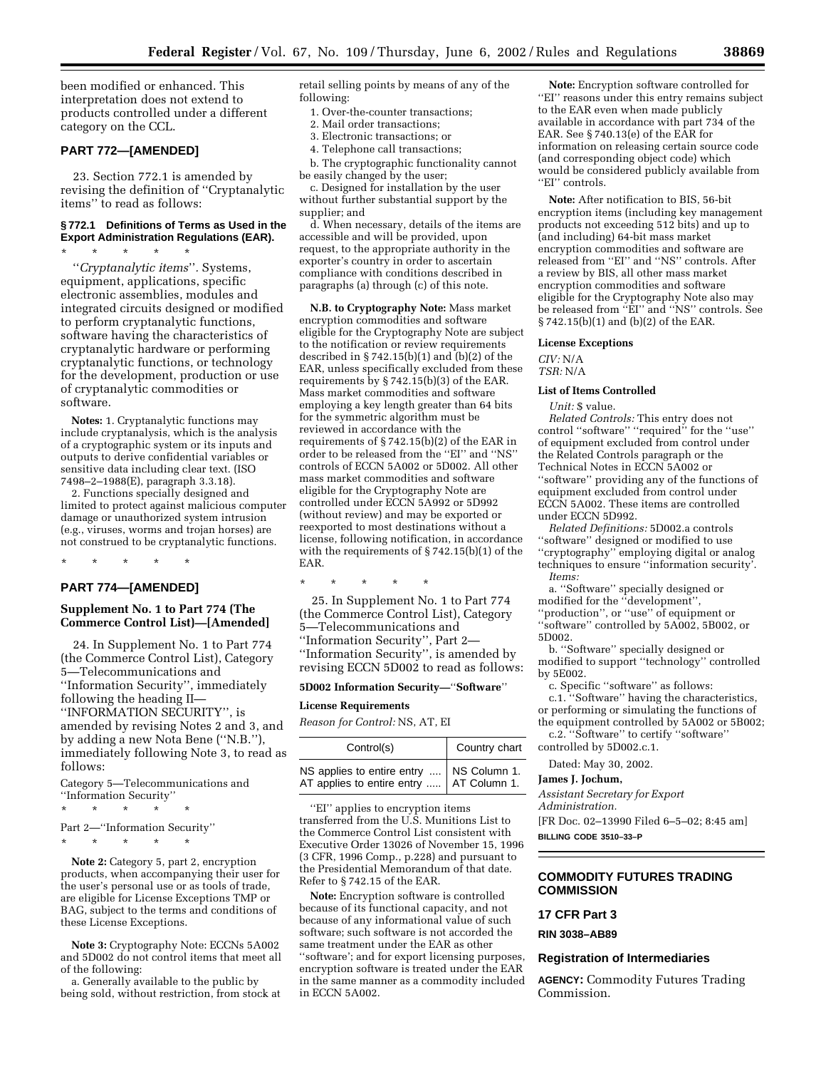been modified or enhanced. This interpretation does not extend to products controlled under a different category on the CCL.

## PART 772—[AMENDED]

23. Section 772.1 is amended by revising the definition of ''Cryptanalytic items'' to read as follows:

### § 772.1 Definitions of Terms as Used in the Export Administration Regulations (EAR).

\* \* \* \* \*

''*Cryptanalytic items*''. Systems, equipment, applications, specific electronic assemblies, modules and integrated circuits designed or modified to perform cryptanalytic functions, software having the characteristics of cryptanalytic hardware or performing cryptanalytic functions, or technology for the development, production or use of cryptanalytic commodities or software.

**Notes:** 1. Cryptanalytic functions may include cryptanalysis, which is the analysis of a cryptographic system or its inputs and outputs to derive confidential variables or sensitive data including clear text. (ISO 7498–2–1988(E), paragraph 3.3.18).

2. Functions specially designed and limited to protect against malicious computer damage or unauthorized system intrusion (e.g., viruses, worms and trojan horses) are not construed to be cryptanalytic functions.

\* \* \* \* \*

## PART 774—[AMENDED]

### Supplement No. 1 to Part 774 (The Commerce Control List)—[Amended]

24. In Supplement No. 1 to Part 774 (the Commerce Control List), Category 5—Telecommunications and ''Information Security'', immediately following the heading II—''INFORMATION SECURITY'', is amended by revising Notes 2 and 3, and by adding a new Nota Bene (''N.B.''), immediately following Note 3, to read as follows:

Category 5—Telecommunications and ''Information Security''

\* \* \* \* \*

Part 2—''Information Security''

\* \* \* \* \*

**Note 2:** Category 5, part 2, encryption products, when accompanying their user for the user's personal use or as tools of trade, are eligible for License Exceptions TMP or BAG, subject to the terms and conditions of these License Exceptions.

**Note 3:** Cryptography Note: ECCNs 5A002 and 5D002 do not control items that meet all of the following:

a. Generally available to the public by being sold, without restriction, from stock at retail selling points by means of any of the following:

1. Over-the-counter transactions;
2. Mail order transactions;
3. Electronic transactions; or
4. Telephone call transactions;

b. The cryptographic functionality cannot be easily changed by the user;

c. Designed for installation by the user without further substantial support by the supplier; and

d. When necessary, details of the items are accessible and will be provided, upon request, to the appropriate authority in the exporter's country in order to ascertain compliance with conditions described in paragraphs (a) through (c) of this note.

**N.B. to Cryptography Note:** Mass market encryption commodities and software eligible for the Cryptography Note are subject to the notification or review requirements described in § 742.15(b)(1) and (b)(2) of the EAR, unless specifically excluded from these requirements by § 742.15(b)(3) of the EAR. Mass market commodities and software employing a key length greater than 64 bits for the symmetric algorithm must be reviewed in accordance with the requirements of § 742.15(b)(2) of the EAR in order to be released from the ''EI'' and ''NS'' controls of ECCN 5A002 or 5D002. All other mass market commodities and software eligible for the Cryptography Note are controlled under ECCN 5A992 or 5D992 (without review) and may be exported or reexported to most destinations without a license, following notification, in accordance with the requirements of § 742.15(b)(1) of the EAR.

\* \* \* \* \*

25. In Supplement No. 1 to Part 774 (the Commerce Control List), Category 5—Telecommunications and ''Information Security'', Part 2—''Information Security'', is amended by revising ECCN 5D002 to read as follows:

**5D002 Information Security—''Software''**

**License Requirements**

*Reason for Control:* NS, AT, EI

| Control(s) | Country chart |
|---|---|
| NS applies to entire entry .... | NS Column 1. |
| AT applies to entire entry ..... | AT Column 1. |

''EI'' applies to encryption items transferred from the U.S. Munitions List to the Commerce Control List consistent with Executive Order 13026 of November 15, 1996 (3 CFR, 1996 Comp., p.228) and pursuant to the Presidential Memorandum of that date. Refer to § 742.15 of the EAR.

**Note:** Encryption software is controlled because of its functional capacity, and not because of any informational value of such software; such software is not accorded the same treatment under the EAR as other ''software'; and for export licensing purposes, encryption software is treated under the EAR in the same manner as a commodity included in ECCN 5A002.

**Note:** Encryption software controlled for ''EI'' reasons under this entry remains subject to the EAR even when made publicly available in accordance with part 734 of the EAR. See § 740.13(e) of the EAR for information on releasing certain source code (and corresponding object code) which would be considered publicly available from ''EI'' controls.

**Note:** After notification to BIS, 56-bit encryption items (including key management products not exceeding 512 bits) and up to (and including) 64-bit mass market encryption commodities and software are released from ''EI'' and ''NS'' controls. After a review by BIS, all other mass market encryption commodities and software eligible for the Cryptography Note also may be released from ''EI'' and ''NS'' controls. See § 742.15(b)(1) and (b)(2) of the EAR.

**License Exceptions**

*CIV:* N/A
*TSR:* N/A

**List of Items Controlled**

*Unit:* $ value.

*Related Controls:* This entry does not control ''software'' ''required'' for the ''use'' of equipment excluded from control under the Related Controls paragraph or the Technical Notes in ECCN 5A002 or ''software'' providing any of the functions of equipment excluded from control under ECCN 5A002. These items are controlled under ECCN 5D992.

*Related Definitions:* 5D002.a controls ''software'' designed or modified to use ''cryptography'' employing digital or analog techniques to ensure ''information security'.

*Items:*

a. ''Software'' specially designed or modified for the ''development'', ''production'', or ''use'' of equipment or ''software'' controlled by 5A002, 5B002, or 5D002.

b. ''Software'' specially designed or modified to support ''technology'' controlled by 5E002.

c. Specific ''software'' as follows:

c.1. ''Software'' having the characteristics, or performing or simulating the functions of the equipment controlled by 5A002 or 5B002;

c.2. ''Software'' to certify ''software'' controlled by 5D002.c.1.

Dated: May 30, 2002.

**James J. Jochum,**

*Assistant Secretary for Export Administration.*

[FR Doc. 02–13990 Filed 6–5–02; 8:45 am]

**BILLING CODE 3510–33–P**

## COMMODITY FUTURES TRADING COMMISSION

### 17 CFR Part 3

### RIN 3038–AB89

### Registration of Intermediaries

**AGENCY:** Commodity Futures Trading Commission.